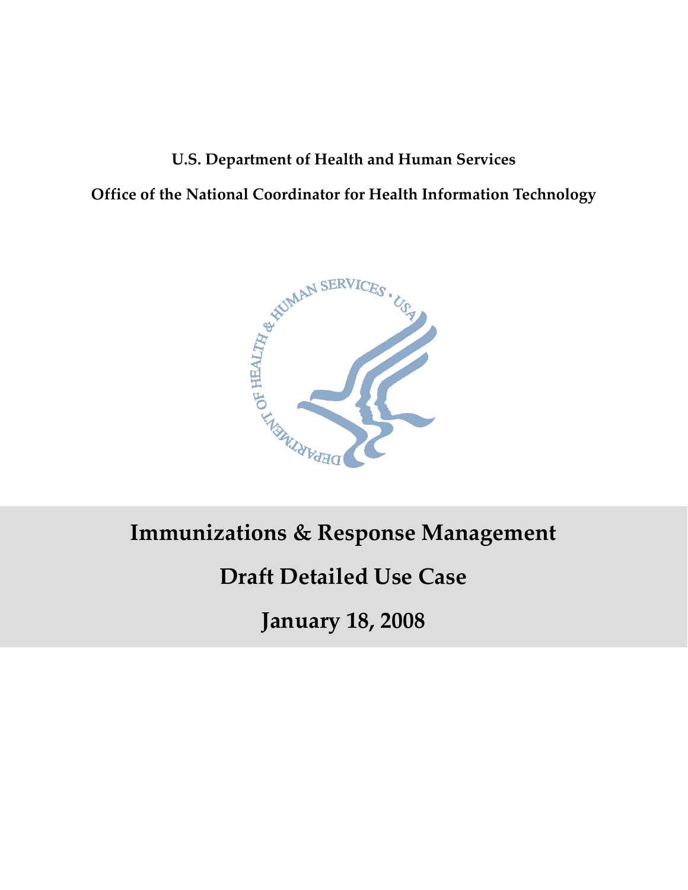**U.S. Department of Health and Human Services**

**Office of the National Coordinator for Health Information Technology**

# Immunizations & Response Management

# Draft Detailed Use Case

# January 18, 2008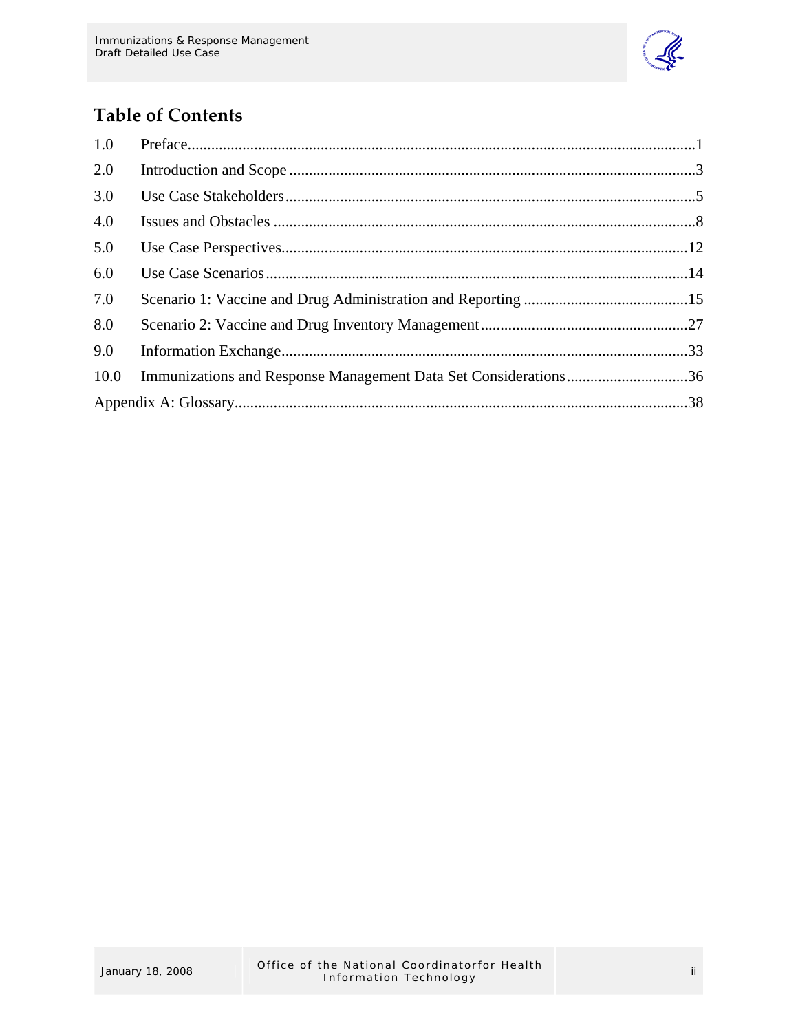# Table of Contents

1.0 Preface.....1

2.0 Introduction and Scope.....3

3.0 Use Case Stakeholders.....5

4.0 Issues and Obstacles.....8

5.0 Use Case Perspectives.....12

6.0 Use Case Scenarios.....14

7.0 Scenario 1: Vaccine and Drug Administration and Reporting.....15

8.0 Scenario 2: Vaccine and Drug Inventory Management.....27

9.0 Information Exchange.....33

10.0 Immunizations and Response Management Data Set Considerations.....36

Appendix A: Glossary.....38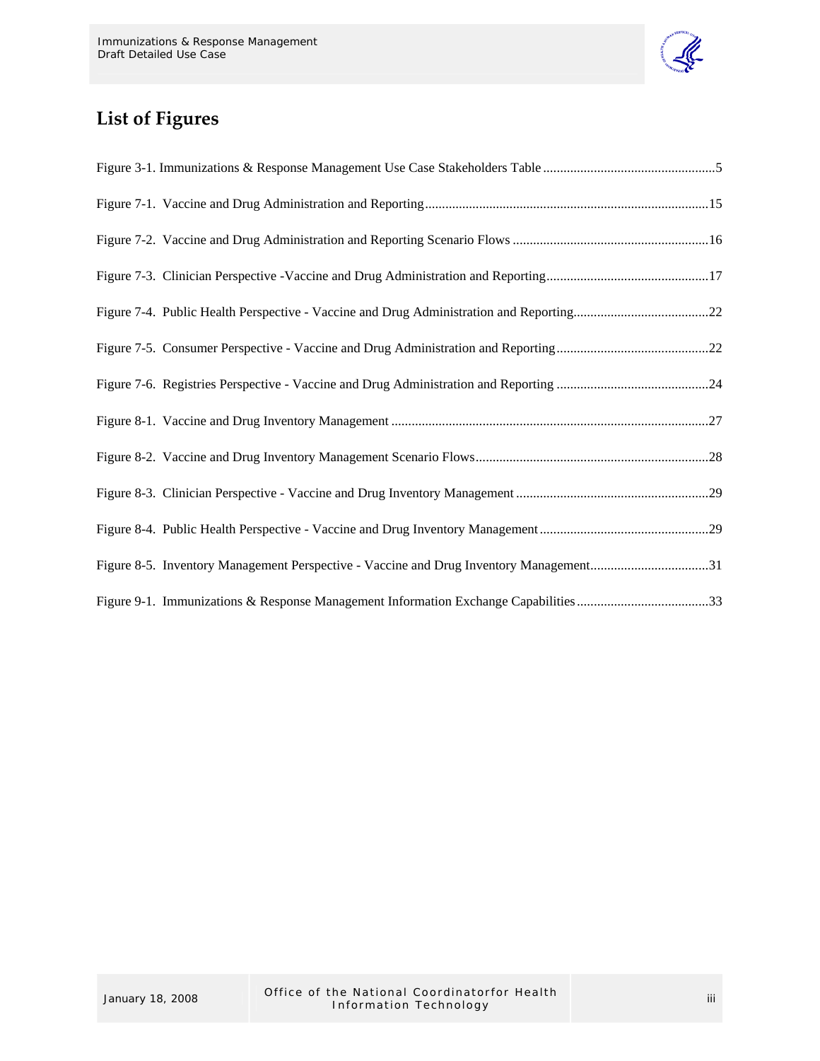## List of Figures

Figure 3-1. Immunizations & Response Management Use Case Stakeholders Table ....................................................5

Figure 7-1. Vaccine and Drug Administration and Reporting....................................................................................15

Figure 7-2. Vaccine and Drug Administration and Reporting Scenario Flows ..........................................................16

Figure 7-3. Clinician Perspective -Vaccine and Drug Administration and Reporting................................................17

Figure 7-4. Public Health Perspective - Vaccine and Drug Administration and Reporting........................................22

Figure 7-5. Consumer Perspective - Vaccine and Drug Administration and Reporting.............................................22

Figure 7-6. Registries Perspective - Vaccine and Drug Administration and Reporting .............................................24

Figure 8-1. Vaccine and Drug Inventory Management .............................................................................................27

Figure 8-2. Vaccine and Drug Inventory Management Scenario Flows.....................................................................28

Figure 8-3. Clinician Perspective - Vaccine and Drug Inventory Management .........................................................29

Figure 8-4. Public Health Perspective - Vaccine and Drug Inventory Management..................................................29

Figure 8-5. Inventory Management Perspective - Vaccine and Drug Inventory Management...................................31

Figure 9-1. Immunizations & Response Management Information Exchange Capabilities.......................................33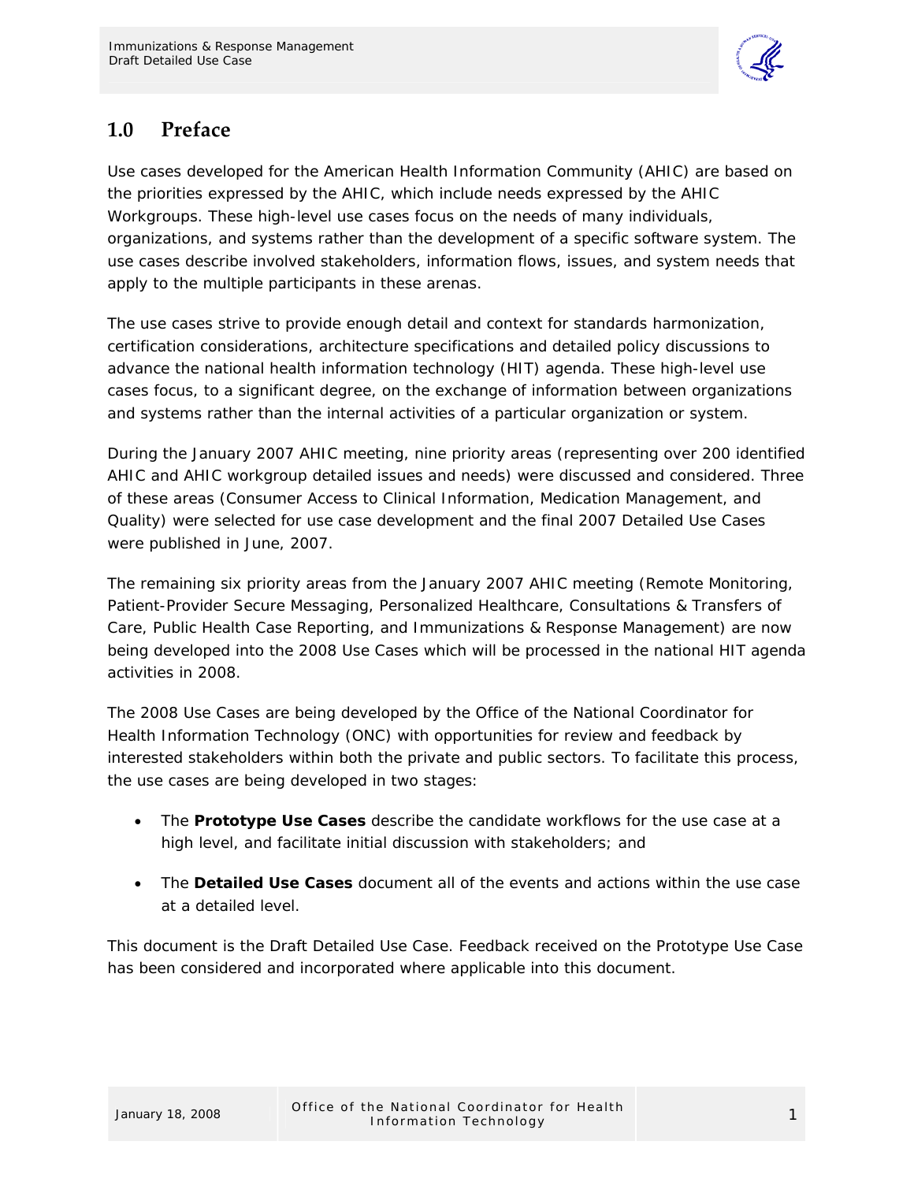# 1.0 Preface

Use cases developed for the American Health Information Community (AHIC) are based on the priorities expressed by the AHIC, which include needs expressed by the AHIC Workgroups. These high-level use cases focus on the needs of many individuals, organizations, and systems rather than the development of a specific software system. The use cases describe involved stakeholders, information flows, issues, and system needs that apply to the multiple participants in these arenas.

The use cases strive to provide enough detail and context for standards harmonization, certification considerations, architecture specifications and detailed policy discussions to advance the national health information technology (HIT) agenda. These high-level use cases focus, to a significant degree, on the exchange of information between organizations and systems rather than the internal activities of a particular organization or system.

During the January 2007 AHIC meeting, nine priority areas (representing over 200 identified AHIC and AHIC workgroup detailed issues and needs) were discussed and considered. Three of these areas (Consumer Access to Clinical Information, Medication Management, and Quality) were selected for use case development and the final 2007 Detailed Use Cases were published in June, 2007.

The remaining six priority areas from the January 2007 AHIC meeting (Remote Monitoring, Patient-Provider Secure Messaging, Personalized Healthcare, Consultations & Transfers of Care, Public Health Case Reporting, and Immunizations & Response Management) are now being developed into the 2008 Use Cases which will be processed in the national HIT agenda activities in 2008.

The 2008 Use Cases are being developed by the Office of the National Coordinator for Health Information Technology (ONC) with opportunities for review and feedback by interested stakeholders within both the private and public sectors. To facilitate this process, the use cases are being developed in two stages:

- The **Prototype Use Cases** describe the candidate workflows for the use case at a high level, and facilitate initial discussion with stakeholders; and
- The **Detailed Use Cases** document all of the events and actions within the use case at a detailed level.

This document is the Draft Detailed Use Case. Feedback received on the Prototype Use Case has been considered and incorporated where applicable into this document.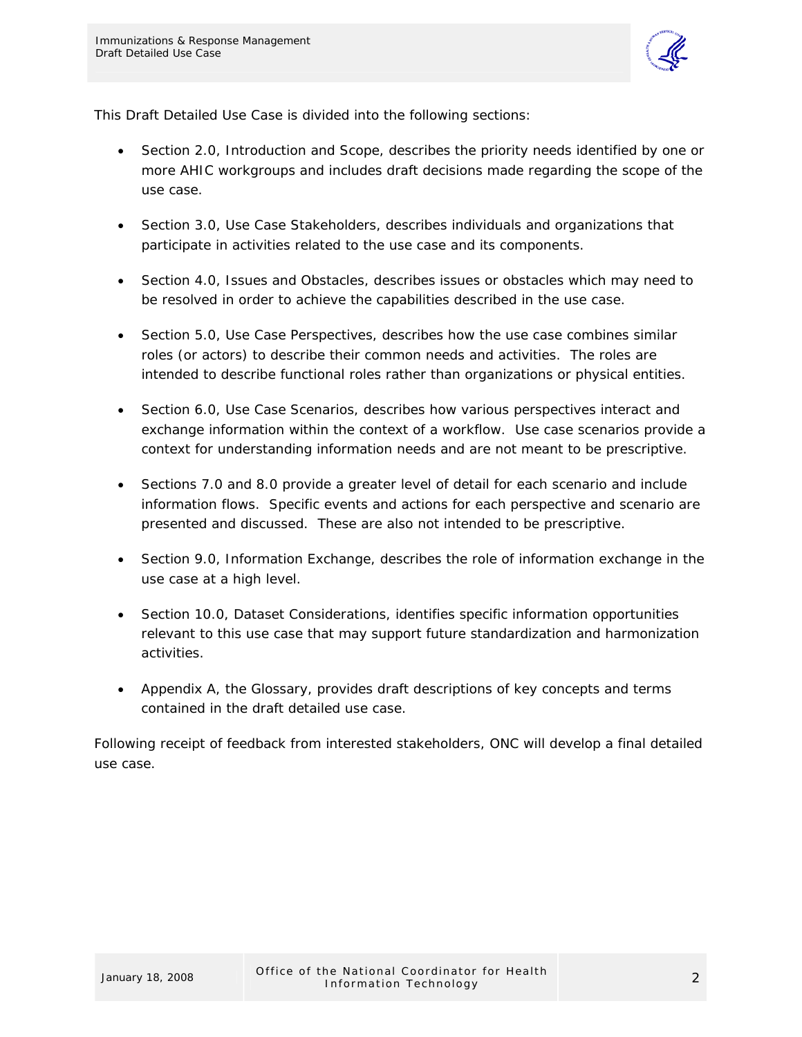This Draft Detailed Use Case is divided into the following sections:

- Section 2.0, Introduction and Scope, describes the priority needs identified by one or more AHIC workgroups and includes draft decisions made regarding the scope of the use case.
- Section 3.0, Use Case Stakeholders, describes individuals and organizations that participate in activities related to the use case and its components.
- Section 4.0, Issues and Obstacles, describes issues or obstacles which may need to be resolved in order to achieve the capabilities described in the use case.
- Section 5.0, Use Case Perspectives, describes how the use case combines similar roles (or actors) to describe their common needs and activities. The roles are intended to describe functional roles rather than organizations or physical entities.
- Section 6.0, Use Case Scenarios, describes how various perspectives interact and exchange information within the context of a workflow. Use case scenarios provide a context for understanding information needs and are not meant to be prescriptive.
- Sections 7.0 and 8.0 provide a greater level of detail for each scenario and include information flows. Specific events and actions for each perspective and scenario are presented and discussed. These are also not intended to be prescriptive.
- Section 9.0, Information Exchange, describes the role of information exchange in the use case at a high level.
- Section 10.0, Dataset Considerations, identifies specific information opportunities relevant to this use case that may support future standardization and harmonization activities.
- Appendix A, the Glossary, provides draft descriptions of key concepts and terms contained in the draft detailed use case.

Following receipt of feedback from interested stakeholders, ONC will develop a final detailed use case.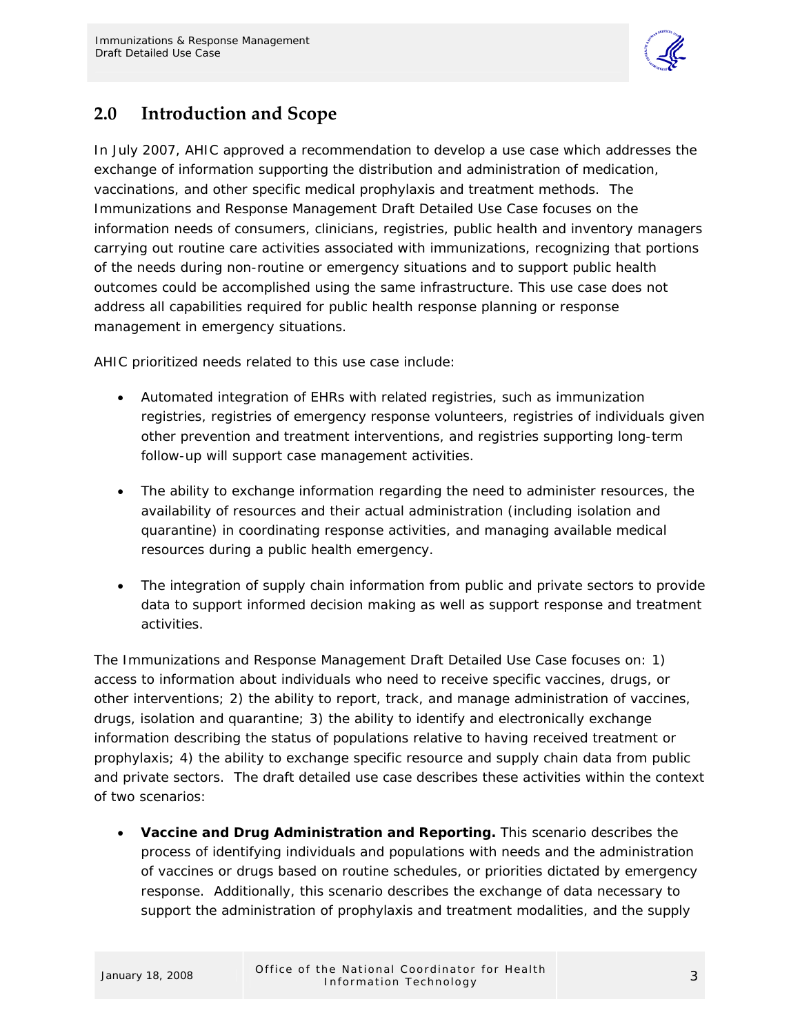## 2.0 Introduction and Scope

In July 2007, AHIC approved a recommendation to develop a use case which addresses the exchange of information supporting the distribution and administration of medication, vaccinations, and other specific medical prophylaxis and treatment methods. The Immunizations and Response Management Draft Detailed Use Case focuses on the information needs of consumers, clinicians, registries, public health and inventory managers carrying out routine care activities associated with immunizations, recognizing that portions of the needs during non-routine or emergency situations and to support public health outcomes could be accomplished using the same infrastructure. This use case does not address all capabilities required for public health response planning or response management in emergency situations.

AHIC prioritized needs related to this use case include:

- Automated integration of EHRs with related registries, such as immunization registries, registries of emergency response volunteers, registries of individuals given other prevention and treatment interventions, and registries supporting long-term follow-up will support case management activities.

- The ability to exchange information regarding the need to administer resources, the availability of resources and their actual administration (including isolation and quarantine) in coordinating response activities, and managing available medical resources during a public health emergency.

- The integration of supply chain information from public and private sectors to provide data to support informed decision making as well as support response and treatment activities.

The Immunizations and Response Management Draft Detailed Use Case focuses on: 1) access to information about individuals who need to receive specific vaccines, drugs, or other interventions; 2) the ability to report, track, and manage administration of vaccines, drugs, isolation and quarantine; 3) the ability to identify and electronically exchange information describing the status of populations relative to having received treatment or prophylaxis; 4) the ability to exchange specific resource and supply chain data from public and private sectors. The draft detailed use case describes these activities within the context of two scenarios:

- **Vaccine and Drug Administration and Reporting.** This scenario describes the process of identifying individuals and populations with needs and the administration of vaccines or drugs based on routine schedules, or priorities dictated by emergency response. Additionally, this scenario describes the exchange of data necessary to support the administration of prophylaxis and treatment modalities, and the supply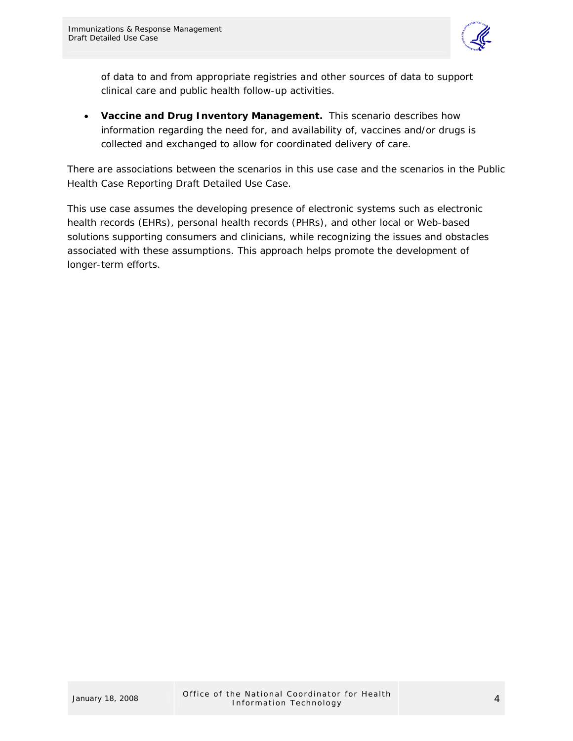of data to and from appropriate registries and other sources of data to support clinical care and public health follow-up activities.

- **Vaccine and Drug Inventory Management.** This scenario describes how information regarding the need for, and availability of, vaccines and/or drugs is collected and exchanged to allow for coordinated delivery of care.

There are associations between the scenarios in this use case and the scenarios in the Public Health Case Reporting Draft Detailed Use Case.

This use case assumes the developing presence of electronic systems such as electronic health records (EHRs), personal health records (PHRs), and other local or Web-based solutions supporting consumers and clinicians, while recognizing the issues and obstacles associated with these assumptions. This approach helps promote the development of longer-term efforts.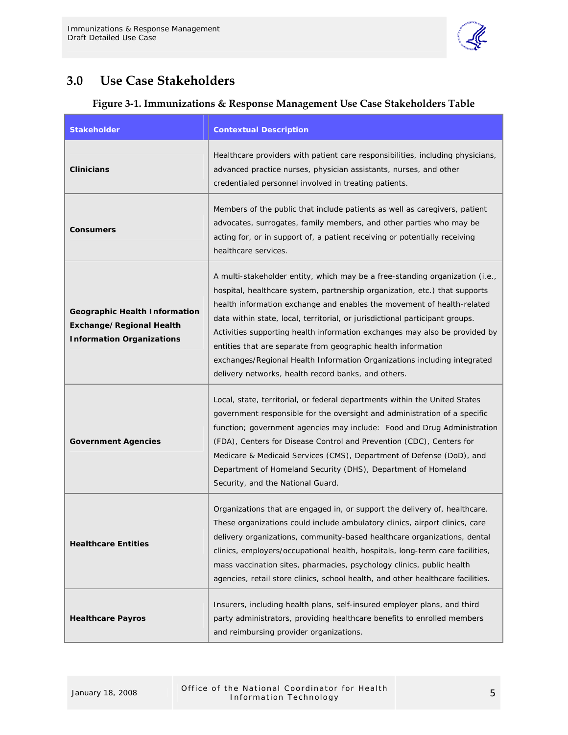## 3.0 Use Case Stakeholders

**Figure 3-1. Immunizations & Response Management Use Case Stakeholders Table**

| Stakeholder | Contextual Description |
|---|---|
| **Clinicians** | Healthcare providers with patient care responsibilities, including physicians, advanced practice nurses, physician assistants, nurses, and other credentialed personnel involved in treating patients. |
| **Consumers** | Members of the public that include patients as well as caregivers, patient advocates, surrogates, family members, and other parties who may be acting for, or in support of, a patient receiving or potentially receiving healthcare services. |
| **Geographic Health Information Exchange/Regional Health Information Organizations** | A multi-stakeholder entity, which may be a free-standing organization (i.e., hospital, healthcare system, partnership organization, etc.) that supports health information exchange and enables the movement of health-related data within state, local, territorial, or jurisdictional participant groups. Activities supporting health information exchanges may also be provided by entities that are separate from geographic health information exchanges/Regional Health Information Organizations including integrated delivery networks, health record banks, and others. |
| **Government Agencies** | Local, state, territorial, or federal departments within the United States government responsible for the oversight and administration of a specific function; government agencies may include: Food and Drug Administration (FDA), Centers for Disease Control and Prevention (CDC), Centers for Medicare & Medicaid Services (CMS), Department of Defense (DoD), and Department of Homeland Security (DHS), Department of Homeland Security, and the National Guard. |
| **Healthcare Entities** | Organizations that are engaged in, or support the delivery of, healthcare. These organizations could include ambulatory clinics, airport clinics, care delivery organizations, community-based healthcare organizations, dental clinics, employers/occupational health, hospitals, long-term care facilities, mass vaccination sites, pharmacies, psychology clinics, public health agencies, retail store clinics, school health, and other healthcare facilities. |
| **Healthcare Payros** | Insurers, including health plans, self-insured employer plans, and third party administrators, providing healthcare benefits to enrolled members and reimbursing provider organizations. |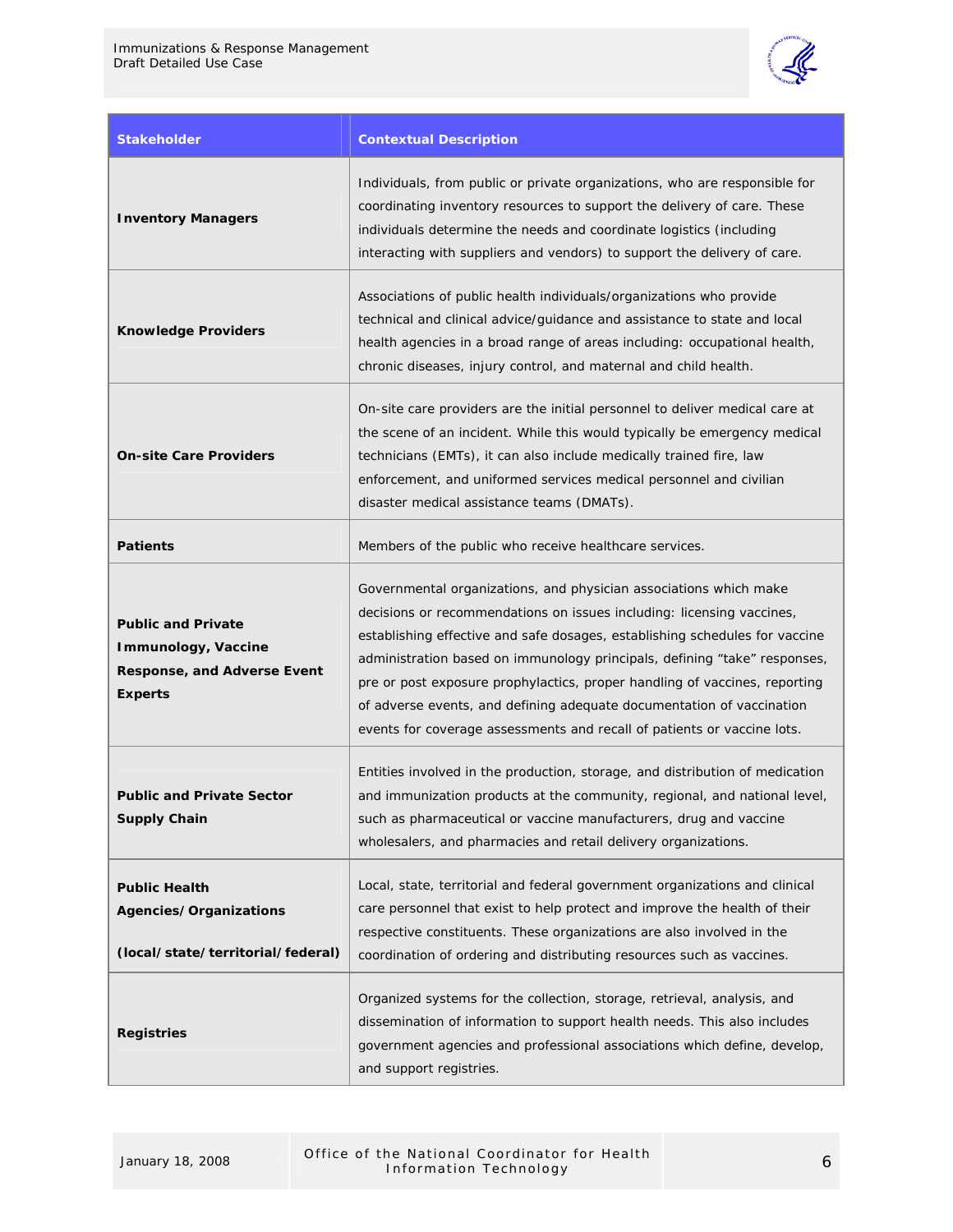| Stakeholder | Contextual Description |
|---|---|
| **Inventory Managers** | Individuals, from public or private organizations, who are responsible for coordinating inventory resources to support the delivery of care. These individuals determine the needs and coordinate logistics (including interacting with suppliers and vendors) to support the delivery of care. |
| **Knowledge Providers** | Associations of public health individuals/organizations who provide technical and clinical advice/guidance and assistance to state and local health agencies in a broad range of areas including: occupational health, chronic diseases, injury control, and maternal and child health. |
| **On-site Care Providers** | On-site care providers are the initial personnel to deliver medical care at the scene of an incident. While this would typically be emergency medical technicians (EMTs), it can also include medically trained fire, law enforcement, and uniformed services medical personnel and civilian disaster medical assistance teams (DMATs). |
| **Patients** | Members of the public who receive healthcare services. |
| **Public and Private Immunology, Vaccine Response, and Adverse Event Experts** | Governmental organizations, and physician associations which make decisions or recommendations on issues including: licensing vaccines, establishing effective and safe dosages, establishing schedules for vaccine administration based on immunology principals, defining "take" responses, pre or post exposure prophylactics, proper handling of vaccines, reporting of adverse events, and defining adequate documentation of vaccination events for coverage assessments and recall of patients or vaccine lots. |
| **Public and Private Sector Supply Chain** | Entities involved in the production, storage, and distribution of medication and immunization products at the community, regional, and national level, such as pharmaceutical or vaccine manufacturers, drug and vaccine wholesalers, and pharmacies and retail delivery organizations. |
| **Public Health Agencies/Organizations (local/state/territorial/federal)** | Local, state, territorial and federal government organizations and clinical care personnel that exist to help protect and improve the health of their respective constituents. These organizations are also involved in the coordination of ordering and distributing resources such as vaccines. |
| **Registries** | Organized systems for the collection, storage, retrieval, analysis, and dissemination of information to support health needs. This also includes government agencies and professional associations which define, develop, and support registries. |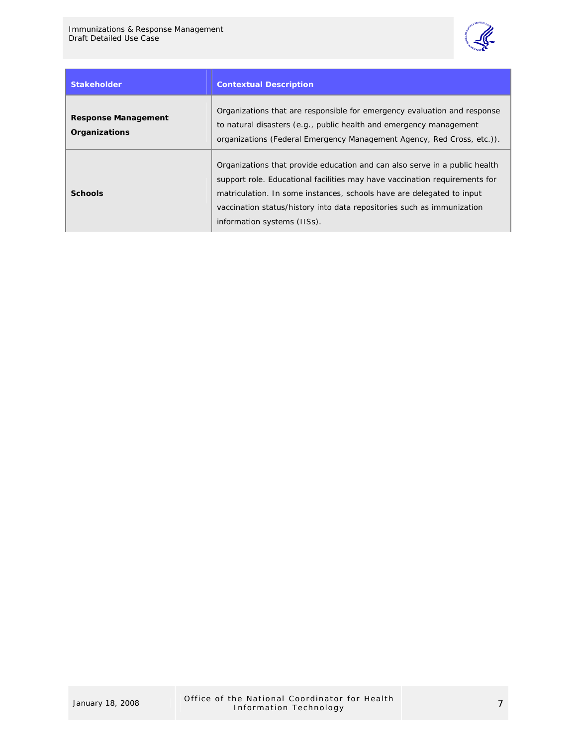| Stakeholder | Contextual Description |
| --- | --- |
| **Response Management Organizations** | Organizations that are responsible for emergency evaluation and response to natural disasters (e.g., public health and emergency management organizations (Federal Emergency Management Agency, Red Cross, etc.)). |
| **Schools** | Organizations that provide education and can also serve in a public health support role. Educational facilities may have vaccination requirements for matriculation. In some instances, schools have are delegated to input vaccination status/history into data repositories such as immunization information systems (IISs). |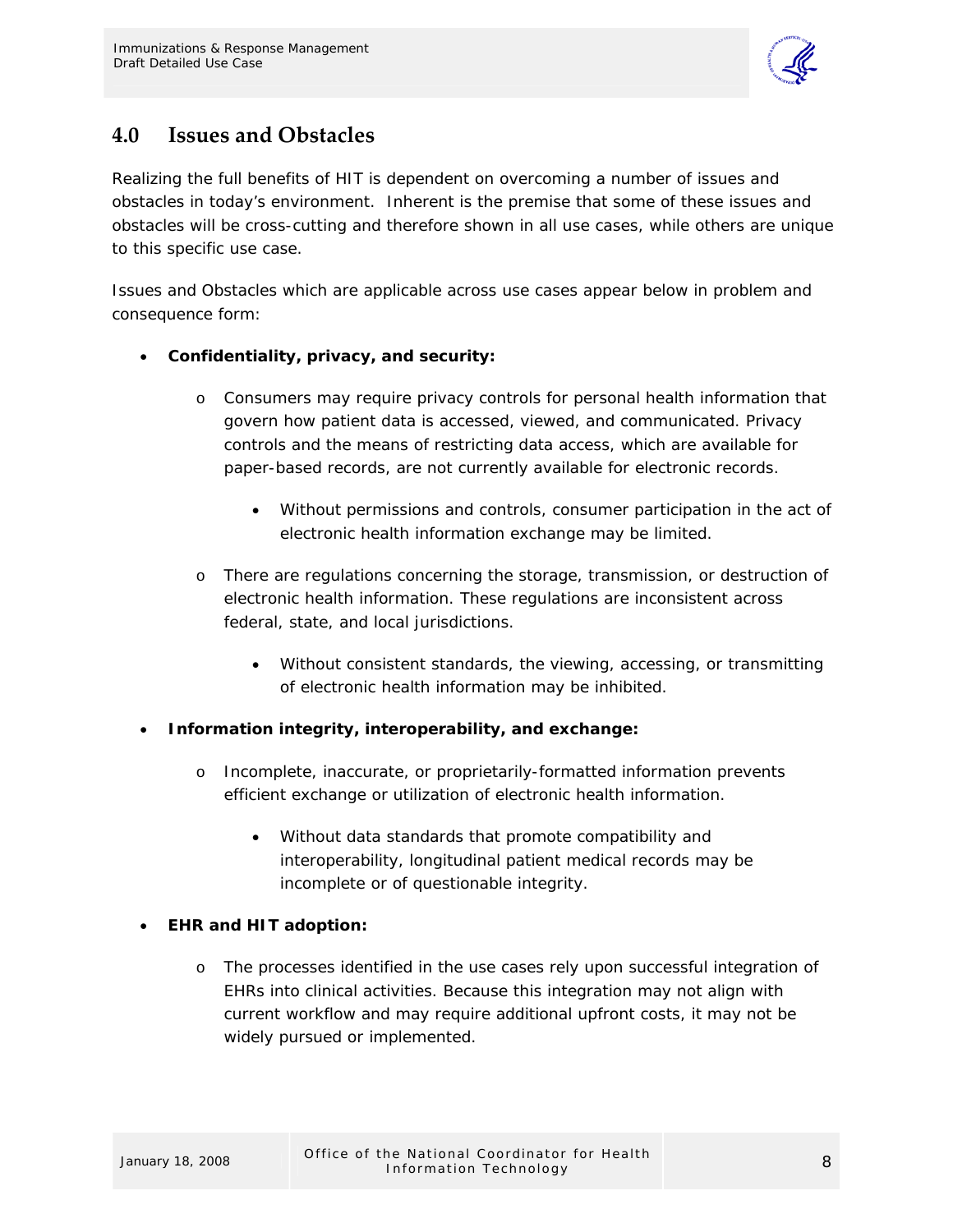## 4.0 Issues and Obstacles

Realizing the full benefits of HIT is dependent on overcoming a number of issues and obstacles in today's environment. Inherent is the premise that some of these issues and obstacles will be cross-cutting and therefore shown in all use cases, while others are unique to this specific use case.

Issues and Obstacles which are applicable across use cases appear below in problem and consequence form:

- **Confidentiality, privacy, and security:**
  - Consumers may require privacy controls for personal health information that govern how patient data is accessed, viewed, and communicated. Privacy controls and the means of restricting data access, which are available for paper-based records, are not currently available for electronic records.
    - Without permissions and controls, consumer participation in the act of electronic health information exchange may be limited.
  - There are regulations concerning the storage, transmission, or destruction of electronic health information. These regulations are inconsistent across federal, state, and local jurisdictions.
    - Without consistent standards, the viewing, accessing, or transmitting of electronic health information may be inhibited.
- **Information integrity, interoperability, and exchange:**
  - Incomplete, inaccurate, or proprietarily-formatted information prevents efficient exchange or utilization of electronic health information.
    - Without data standards that promote compatibility and interoperability, longitudinal patient medical records may be incomplete or of questionable integrity.
- **EHR and HIT adoption:**
  - The processes identified in the use cases rely upon successful integration of EHRs into clinical activities. Because this integration may not align with current workflow and may require additional upfront costs, it may not be widely pursued or implemented.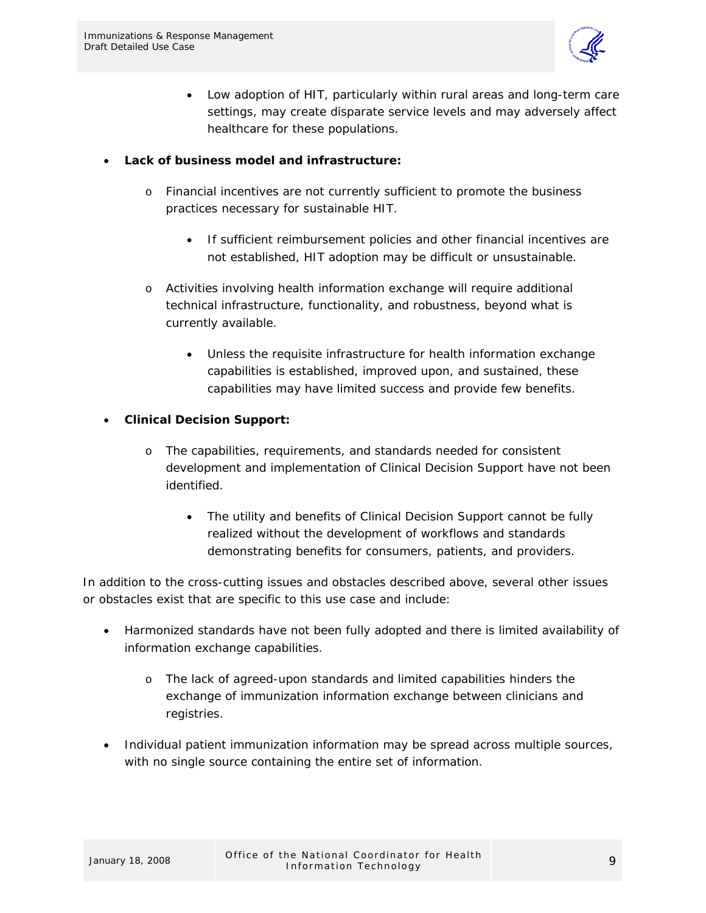- Low adoption of HIT, particularly within rural areas and long-term care settings, may create disparate service levels and may adversely affect healthcare for these populations.

- **Lack of business model and infrastructure:**
  - Financial incentives are not currently sufficient to promote the business practices necessary for sustainable HIT.
    - If sufficient reimbursement policies and other financial incentives are not established, HIT adoption may be difficult or unsustainable.
  - Activities involving health information exchange will require additional technical infrastructure, functionality, and robustness, beyond what is currently available.
    - Unless the requisite infrastructure for health information exchange capabilities is established, improved upon, and sustained, these capabilities may have limited success and provide few benefits.

- **Clinical Decision Support:**
  - The capabilities, requirements, and standards needed for consistent development and implementation of Clinical Decision Support have not been identified.
    - The utility and benefits of Clinical Decision Support cannot be fully realized without the development of workflows and standards demonstrating benefits for consumers, patients, and providers.

In addition to the cross-cutting issues and obstacles described above, several other issues or obstacles exist that are specific to this use case and include:

- Harmonized standards have not been fully adopted and there is limited availability of information exchange capabilities.
  - The lack of agreed-upon standards and limited capabilities hinders the exchange of immunization information exchange between clinicians and registries.
- Individual patient immunization information may be spread across multiple sources, with no single source containing the entire set of information.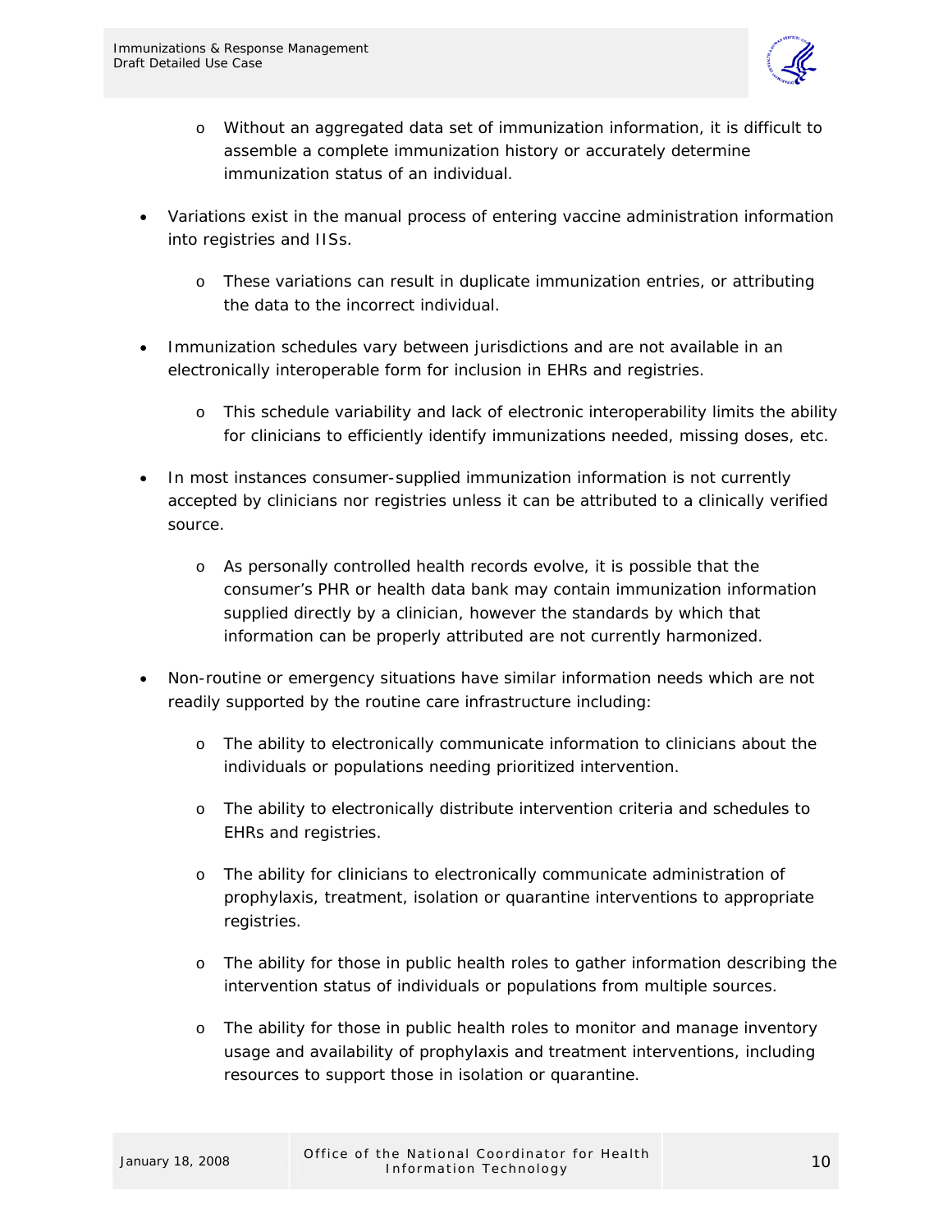- Without an aggregated data set of immunization information, it is difficult to assemble a complete immunization history or accurately determine immunization status of an individual.

- Variations exist in the manual process of entering vaccine administration information into registries and IISs.
  - These variations can result in duplicate immunization entries, or attributing the data to the incorrect individual.

- Immunization schedules vary between jurisdictions and are not available in an electronically interoperable form for inclusion in EHRs and registries.
  - This schedule variability and lack of electronic interoperability limits the ability for clinicians to efficiently identify immunizations needed, missing doses, etc.

- In most instances consumer-supplied immunization information is not currently accepted by clinicians nor registries unless it can be attributed to a clinically verified source.
  - As personally controlled health records evolve, it is possible that the consumer's PHR or health data bank may contain immunization information supplied directly by a clinician, however the standards by which that information can be properly attributed are not currently harmonized.

- Non-routine or emergency situations have similar information needs which are not readily supported by the routine care infrastructure including:
  - The ability to electronically communicate information to clinicians about the individuals or populations needing prioritized intervention.
  - The ability to electronically distribute intervention criteria and schedules to EHRs and registries.
  - The ability for clinicians to electronically communicate administration of prophylaxis, treatment, isolation or quarantine interventions to appropriate registries.
  - The ability for those in public health roles to gather information describing the intervention status of individuals or populations from multiple sources.
  - The ability for those in public health roles to monitor and manage inventory usage and availability of prophylaxis and treatment interventions, including resources to support those in isolation or quarantine.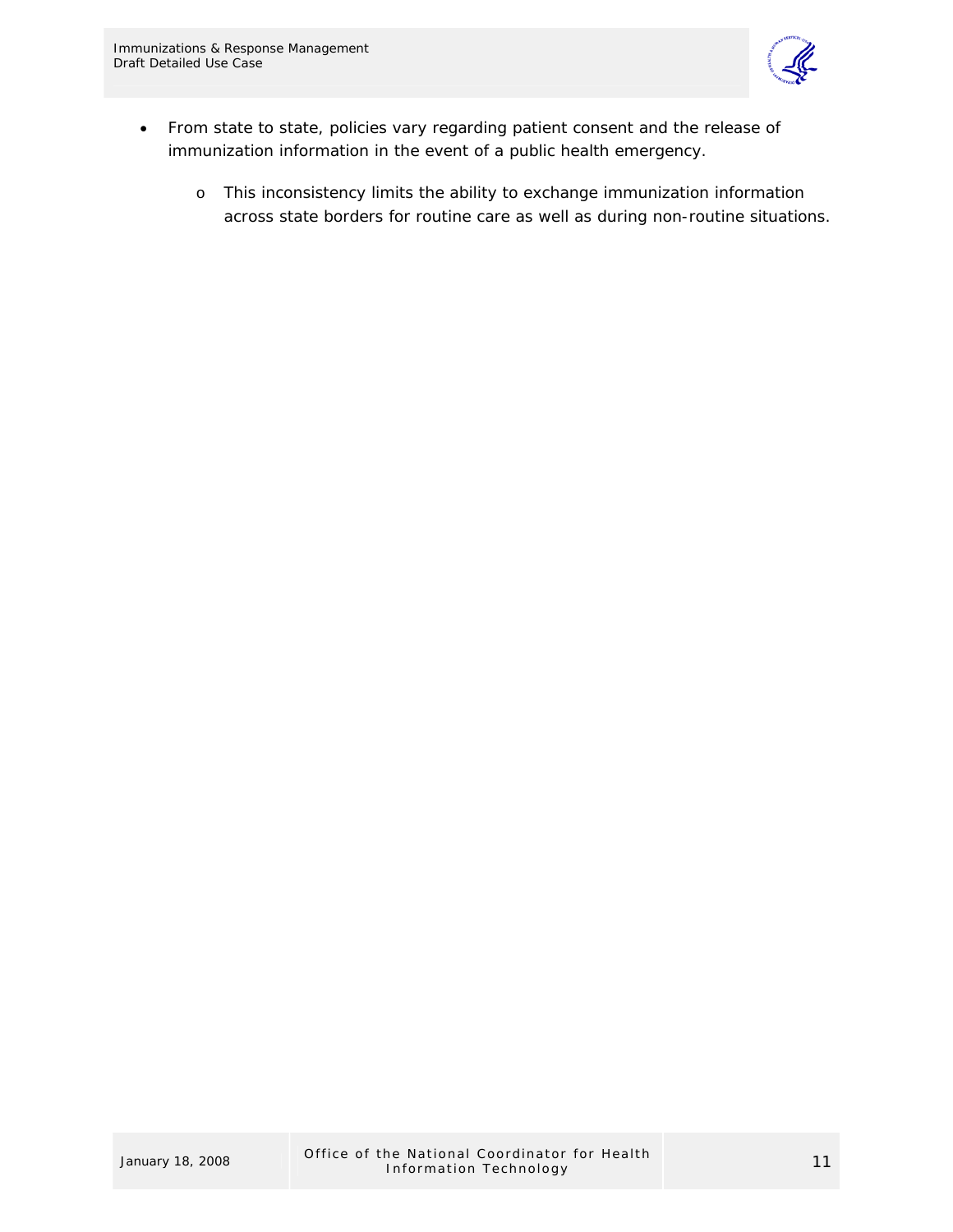- From state to state, policies vary regarding patient consent and the release of immunization information in the event of a public health emergency.
  - This inconsistency limits the ability to exchange immunization information across state borders for routine care as well as during non-routine situations.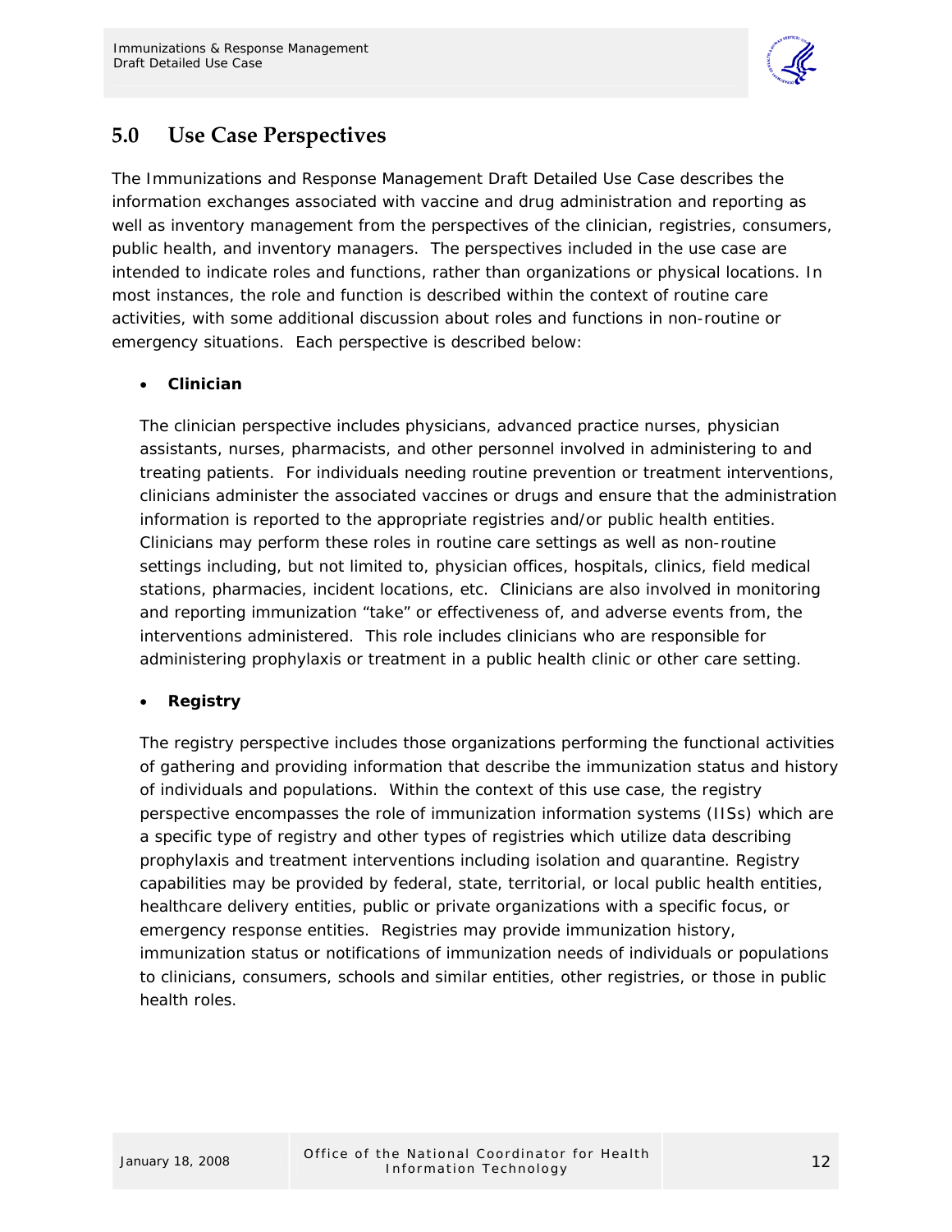## 5.0 Use Case Perspectives

The Immunizations and Response Management Draft Detailed Use Case describes the information exchanges associated with vaccine and drug administration and reporting as well as inventory management from the perspectives of the clinician, registries, consumers, public health, and inventory managers. The perspectives included in the use case are intended to indicate roles and functions, rather than organizations or physical locations. In most instances, the role and function is described within the context of routine care activities, with some additional discussion about roles and functions in non-routine or emergency situations. Each perspective is described below:

- **Clinician**

  The clinician perspective includes physicians, advanced practice nurses, physician assistants, nurses, pharmacists, and other personnel involved in administering to and treating patients. For individuals needing routine prevention or treatment interventions, clinicians administer the associated vaccines or drugs and ensure that the administration information is reported to the appropriate registries and/or public health entities. Clinicians may perform these roles in routine care settings as well as non-routine settings including, but not limited to, physician offices, hospitals, clinics, field medical stations, pharmacies, incident locations, etc. Clinicians are also involved in monitoring and reporting immunization "take" or effectiveness of, and adverse events from, the interventions administered. This role includes clinicians who are responsible for administering prophylaxis or treatment in a public health clinic or other care setting.

- **Registry**

  The registry perspective includes those organizations performing the functional activities of gathering and providing information that describe the immunization status and history of individuals and populations. Within the context of this use case, the registry perspective encompasses the role of immunization information systems (IISs) which are a specific type of registry and other types of registries which utilize data describing prophylaxis and treatment interventions including isolation and quarantine. Registry capabilities may be provided by federal, state, territorial, or local public health entities, healthcare delivery entities, public or private organizations with a specific focus, or emergency response entities. Registries may provide immunization history, immunization status or notifications of immunization needs of individuals or populations to clinicians, consumers, schools and similar entities, other registries, or those in public health roles.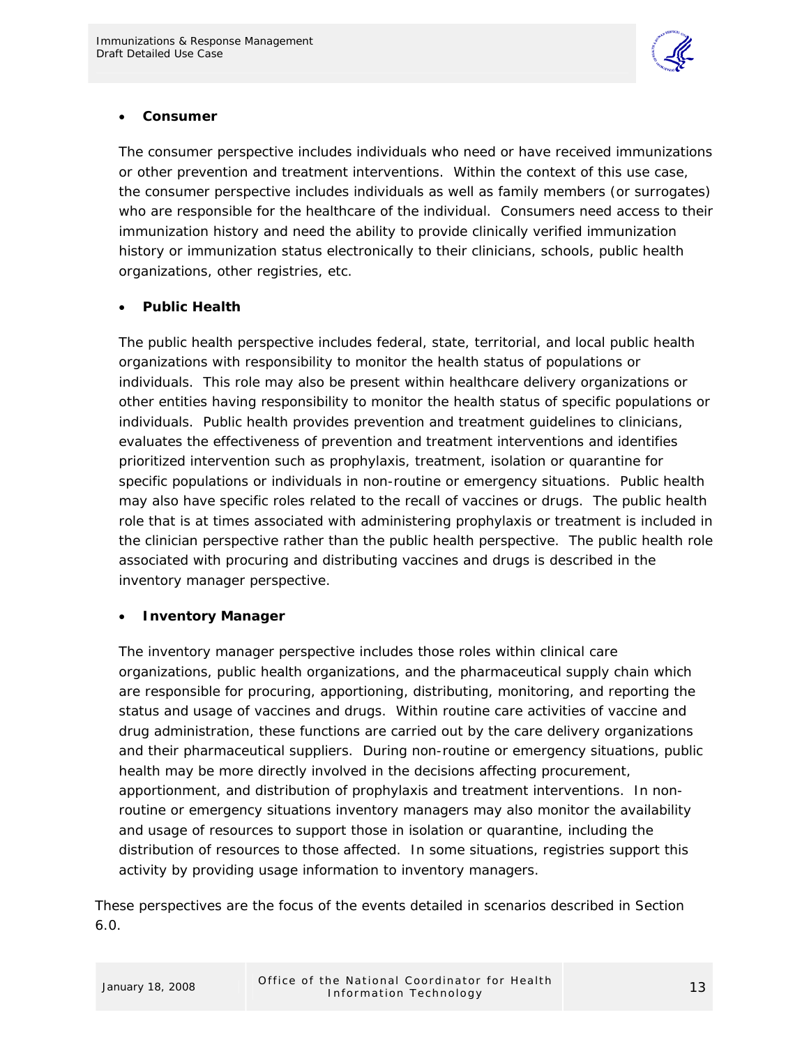- **Consumer**

  The consumer perspective includes individuals who need or have received immunizations or other prevention and treatment interventions. Within the context of this use case, the consumer perspective includes individuals as well as family members (or surrogates) who are responsible for the healthcare of the individual. Consumers need access to their immunization history and need the ability to provide clinically verified immunization history or immunization status electronically to their clinicians, schools, public health organizations, other registries, etc.

- **Public Health**

  The public health perspective includes federal, state, territorial, and local public health organizations with responsibility to monitor the health status of populations or individuals. This role may also be present within healthcare delivery organizations or other entities having responsibility to monitor the health status of specific populations or individuals. Public health provides prevention and treatment guidelines to clinicians, evaluates the effectiveness of prevention and treatment interventions and identifies prioritized intervention such as prophylaxis, treatment, isolation or quarantine for specific populations or individuals in non-routine or emergency situations. Public health may also have specific roles related to the recall of vaccines or drugs. The public health role that is at times associated with administering prophylaxis or treatment is included in the clinician perspective rather than the public health perspective. The public health role associated with procuring and distributing vaccines and drugs is described in the inventory manager perspective.

- **Inventory Manager**

  The inventory manager perspective includes those roles within clinical care organizations, public health organizations, and the pharmaceutical supply chain which are responsible for procuring, apportioning, distributing, monitoring, and reporting the status and usage of vaccines and drugs. Within routine care activities of vaccine and drug administration, these functions are carried out by the care delivery organizations and their pharmaceutical suppliers. During non-routine or emergency situations, public health may be more directly involved in the decisions affecting procurement, apportionment, and distribution of prophylaxis and treatment interventions. In non-routine or emergency situations inventory managers may also monitor the availability and usage of resources to support those in isolation or quarantine, including the distribution of resources to those affected. In some situations, registries support this activity by providing usage information to inventory managers.

These perspectives are the focus of the events detailed in scenarios described in Section 6.0.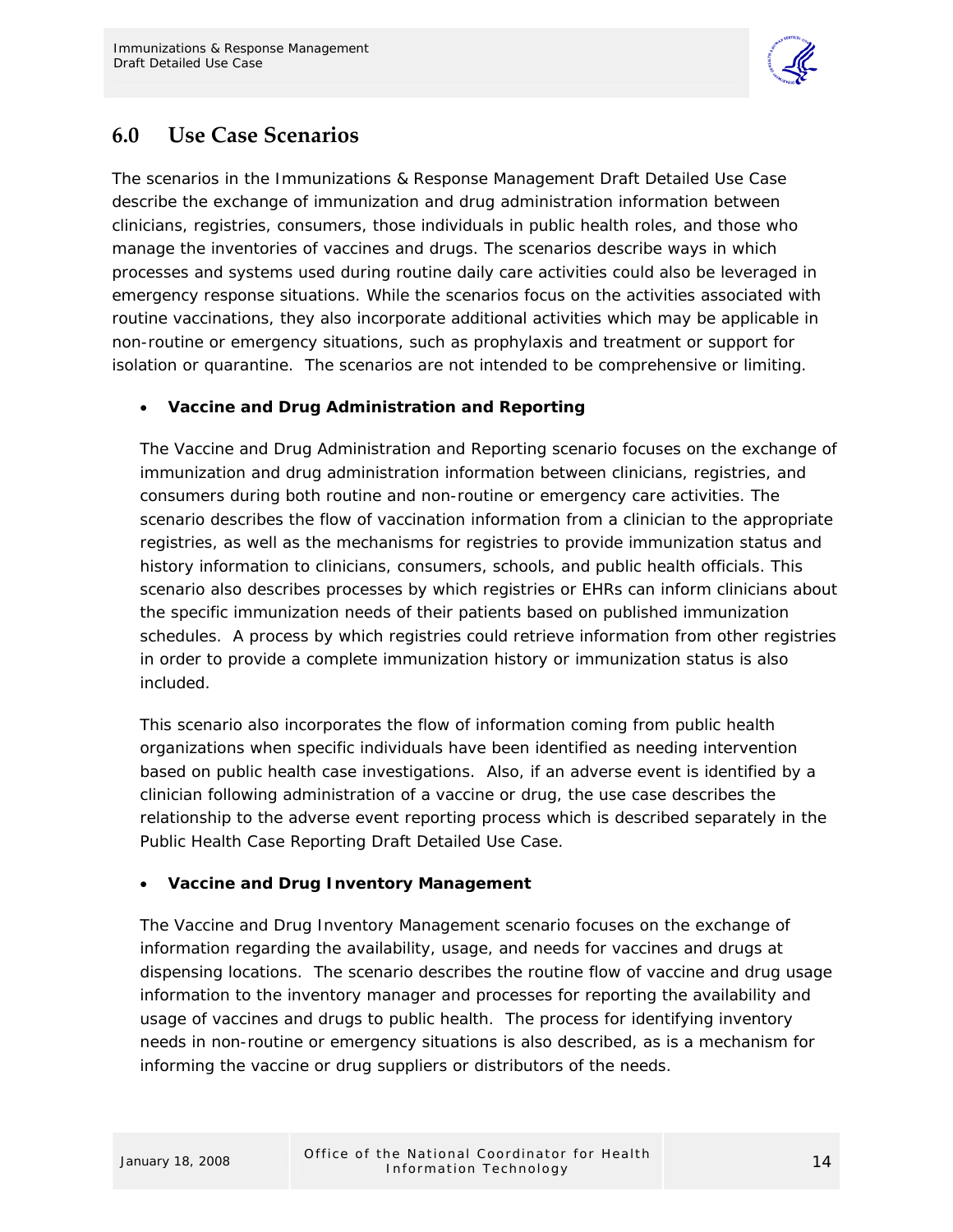## 6.0 Use Case Scenarios

The scenarios in the Immunizations & Response Management Draft Detailed Use Case describe the exchange of immunization and drug administration information between clinicians, registries, consumers, those individuals in public health roles, and those who manage the inventories of vaccines and drugs. The scenarios describe ways in which processes and systems used during routine daily care activities could also be leveraged in emergency response situations. While the scenarios focus on the activities associated with routine vaccinations, they also incorporate additional activities which may be applicable in non-routine or emergency situations, such as prophylaxis and treatment or support for isolation or quarantine. The scenarios are not intended to be comprehensive or limiting.

- **Vaccine and Drug Administration and Reporting**

  The Vaccine and Drug Administration and Reporting scenario focuses on the exchange of immunization and drug administration information between clinicians, registries, and consumers during both routine and non-routine or emergency care activities. The scenario describes the flow of vaccination information from a clinician to the appropriate registries, as well as the mechanisms for registries to provide immunization status and history information to clinicians, consumers, schools, and public health officials. This scenario also describes processes by which registries or EHRs can inform clinicians about the specific immunization needs of their patients based on published immunization schedules. A process by which registries could retrieve information from other registries in order to provide a complete immunization history or immunization status is also included.

  This scenario also incorporates the flow of information coming from public health organizations when specific individuals have been identified as needing intervention based on public health case investigations. Also, if an adverse event is identified by a clinician following administration of a vaccine or drug, the use case describes the relationship to the adverse event reporting process which is described separately in the Public Health Case Reporting Draft Detailed Use Case.

- **Vaccine and Drug Inventory Management**

  The Vaccine and Drug Inventory Management scenario focuses on the exchange of information regarding the availability, usage, and needs for vaccines and drugs at dispensing locations. The scenario describes the routine flow of vaccine and drug usage information to the inventory manager and processes for reporting the availability and usage of vaccines and drugs to public health. The process for identifying inventory needs in non-routine or emergency situations is also described, as is a mechanism for informing the vaccine or drug suppliers or distributors of the needs.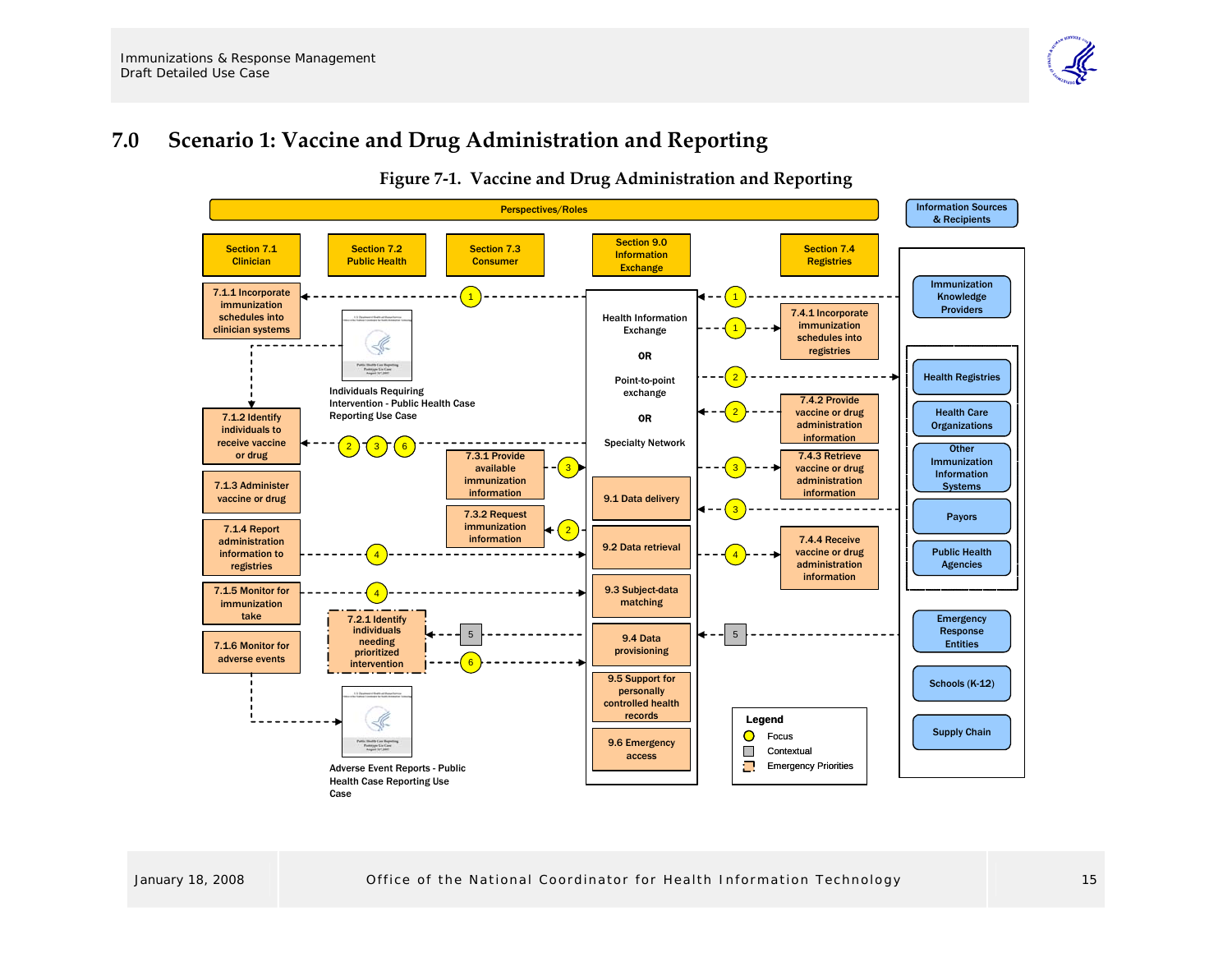# 7.0 Scenario 1: Vaccine and Drug Administration and Reporting

**Figure 7-1. Vaccine and Drug Administration and Reporting**

Perspectives/Roles

Information Sources & Recipients

Section 7.1 Clinician

Section 7.2 Public Health

Section 7.3 Consumer

Section 9.0 Information Exchange

Section 7.4 Registries

7.1.1 Incorporate immunization schedules into clinician systems

7.1.2 Identify individuals to receive vaccine or drug

7.1.3 Administer vaccine or drug

7.1.4 Report administration information to registries

7.1.5 Monitor for immunization take

7.1.6 Monitor for adverse events

Individuals Requiring Intervention - Public Health Case Reporting Use Case

Adverse Event Reports - Public Health Case Reporting Use Case

7.2.1 Identify individuals needing prioritized intervention

7.3.1 Provide available immunization information

7.3.2 Request immunization information

Health Information Exchange

OR

Point-to-point exchange

OR

Specialty Network

9.1 Data delivery

9.2 Data retrieval

9.3 Subject-data matching

9.4 Data provisioning

9.5 Support for personally controlled health records

9.6 Emergency access

7.4.1 Incorporate immunization schedules into registries

7.4.2 Provide vaccine or drug administration information

7.4.3 Retrieve vaccine or drug administration information

7.4.4 Receive vaccine or drug administration information

Immunization Knowledge Providers

Health Registries

Health Care Organizations

Other Immunization Information Systems

Payors

Public Health Agencies

Emergency Response Entities

Schools (K-12)

Supply Chain

Legend

Focus

Contextual

Emergency Priorities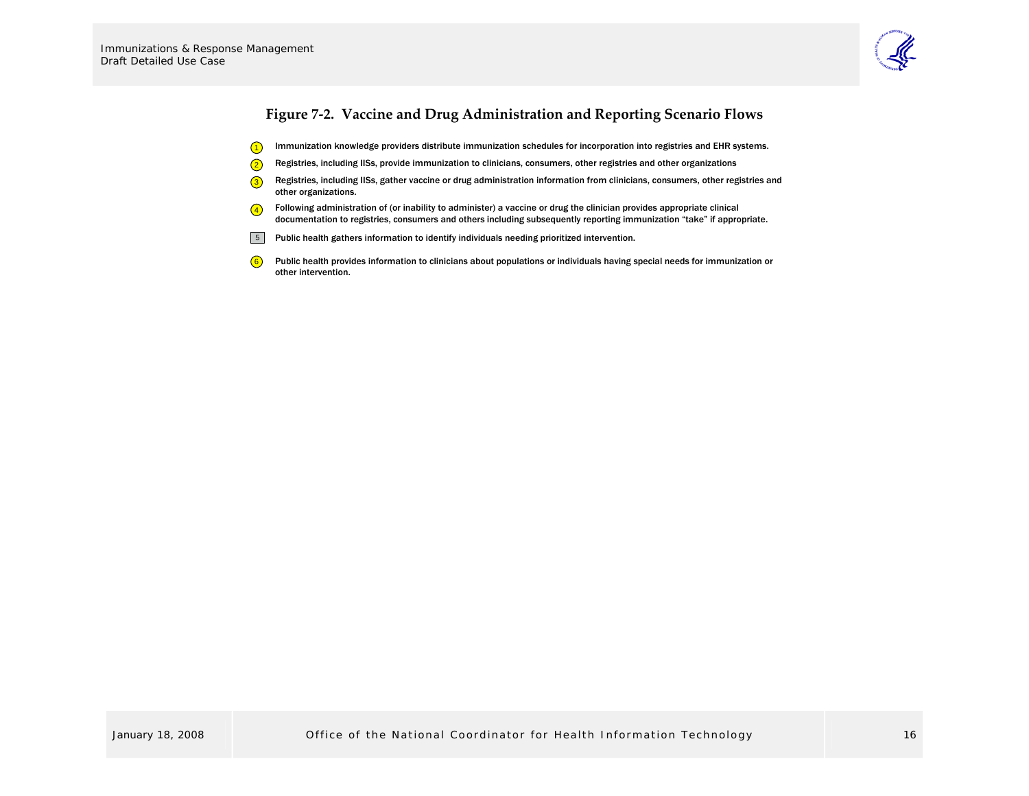**Figure 7-2. Vaccine and Drug Administration and Reporting Scenario Flows**

1. Immunization knowledge providers distribute immunization schedules for incorporation into registries and EHR systems.
2. Registries, including IISs, provide immunization to clinicians, consumers, other registries and other organizations
3. Registries, including IISs, gather vaccine or drug administration information from clinicians, consumers, other registries and other organizations.
4. Following administration of (or inability to administer) a vaccine or drug the clinician provides appropriate clinical documentation to registries, consumers and others including subsequently reporting immunization "take" if appropriate.
5. Public health gathers information to identify individuals needing prioritized intervention.
6. Public health provides information to clinicians about populations or individuals having special needs for immunization or other intervention.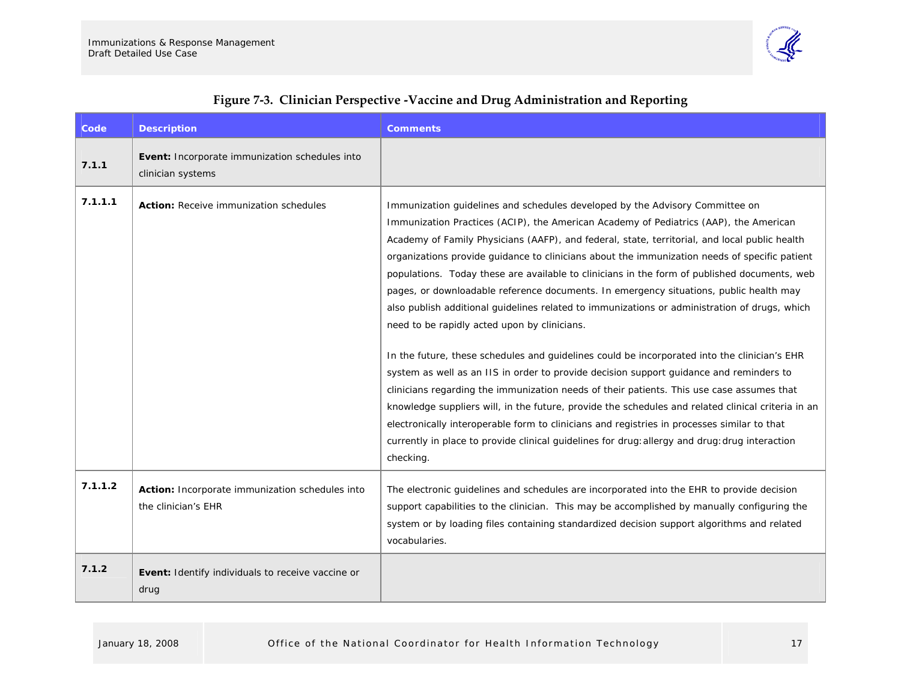**Figure 7-3. Clinician Perspective -Vaccine and Drug Administration and Reporting**

| Code | Description | Comments |
|---|---|---|
| **7.1.1** | **Event:** Incorporate immunization schedules into clinician systems | |
| **7.1.1.1** | **Action:** Receive immunization schedules | Immunization guidelines and schedules developed by the Advisory Committee on Immunization Practices (ACIP), the American Academy of Pediatrics (AAP), the American Academy of Family Physicians (AAFP), and federal, state, territorial, and local public health organizations provide guidance to clinicians about the immunization needs of specific patient populations. Today these are available to clinicians in the form of published documents, web pages, or downloadable reference documents. In emergency situations, public health may also publish additional guidelines related to immunizations or administration of drugs, which need to be rapidly acted upon by clinicians.<br><br>In the future, these schedules and guidelines could be incorporated into the clinician's EHR system as well as an IIS in order to provide decision support guidance and reminders to clinicians regarding the immunization needs of their patients. This use case assumes that knowledge suppliers will, in the future, provide the schedules and related clinical criteria in an electronically interoperable form to clinicians and registries in processes similar to that currently in place to provide clinical guidelines for drug:allergy and drug:drug interaction checking. |
| **7.1.1.2** | **Action:** Incorporate immunization schedules into the clinician's EHR | The electronic guidelines and schedules are incorporated into the EHR to provide decision support capabilities to the clinician. This may be accomplished by manually configuring the system or by loading files containing standardized decision support algorithms and related vocabularies. |
| **7.1.2** | **Event:** Identify individuals to receive vaccine or drug | |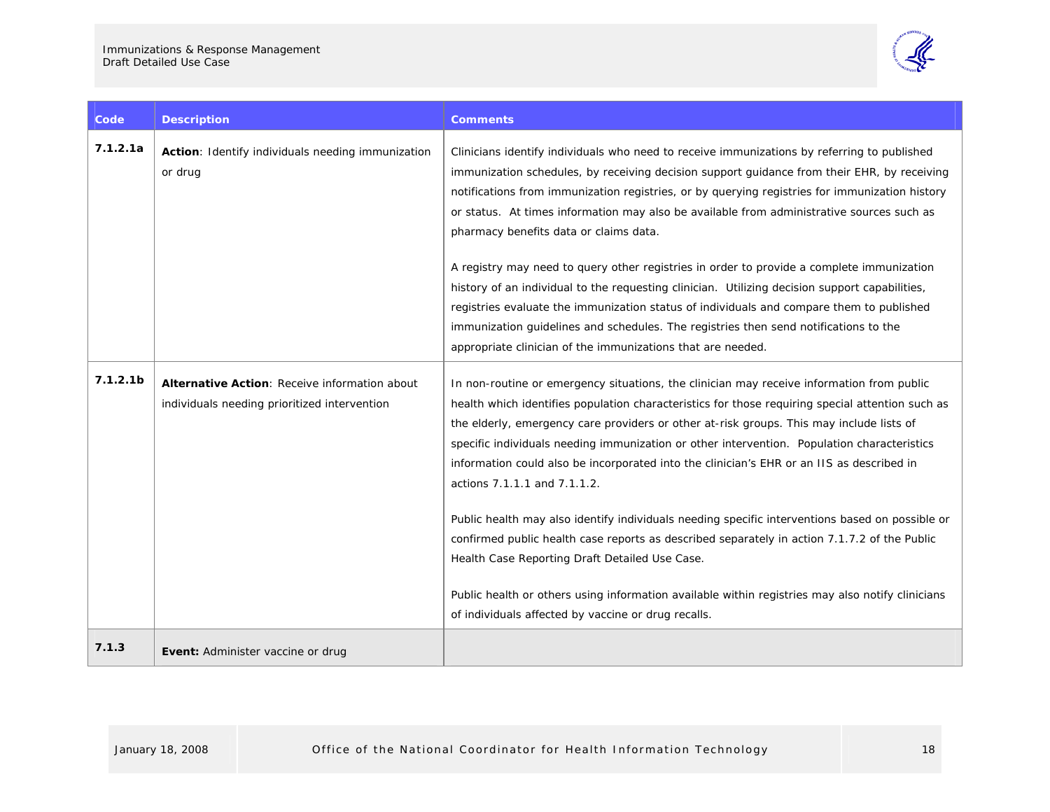| Code | Description | Comments |
|---|---|---|
| **7.1.2.1a** | **Action**: Identify individuals needing immunization or drug | Clinicians identify individuals who need to receive immunizations by referring to published immunization schedules, by receiving decision support guidance from their EHR, by receiving notifications from immunization registries, or by querying registries for immunization history or status. At times information may also be available from administrative sources such as pharmacy benefits data or claims data.<br><br>A registry may need to query other registries in order to provide a complete immunization history of an individual to the requesting clinician. Utilizing decision support capabilities, registries evaluate the immunization status of individuals and compare them to published immunization guidelines and schedules. The registries then send notifications to the appropriate clinician of the immunizations that are needed. |
| **7.1.2.1b** | **Alternative Action**: Receive information about individuals needing prioritized intervention | In non-routine or emergency situations, the clinician may receive information from public health which identifies population characteristics for those requiring special attention such as the elderly, emergency care providers or other at-risk groups. This may include lists of specific individuals needing immunization or other intervention. Population characteristics information could also be incorporated into the clinician's EHR or an IIS as described in actions 7.1.1.1 and 7.1.1.2.<br><br>Public health may also identify individuals needing specific interventions based on possible or confirmed public health case reports as described separately in action 7.1.7.2 of the Public Health Case Reporting Draft Detailed Use Case.<br><br>Public health or others using information available within registries may also notify clinicians of individuals affected by vaccine or drug recalls. |
| **7.1.3** | **Event:** Administer vaccine or drug | |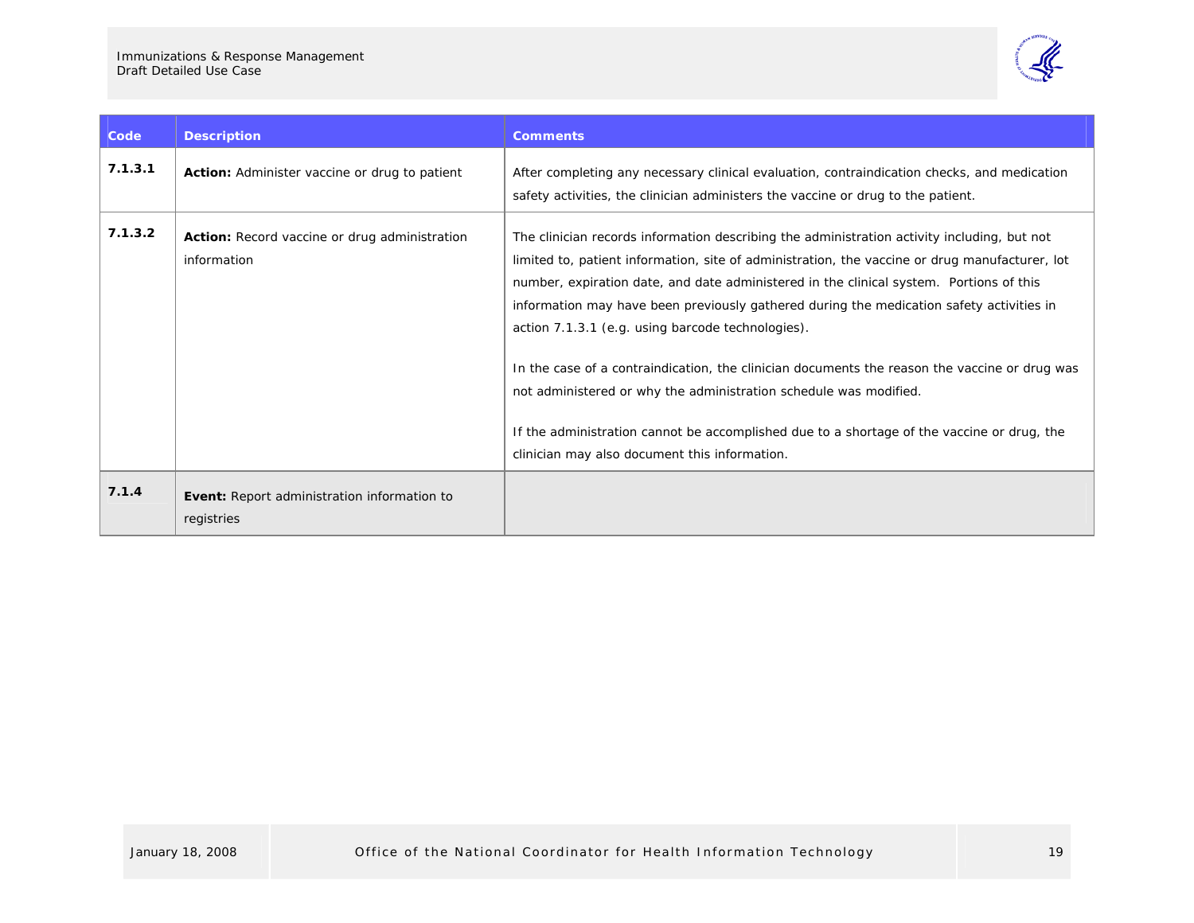| Code | Description | Comments |
|---|---|---|
| 7.1.3.1 | **Action:** Administer vaccine or drug to patient | After completing any necessary clinical evaluation, contraindication checks, and medication safety activities, the clinician administers the vaccine or drug to the patient. |
| 7.1.3.2 | **Action:** Record vaccine or drug administration information | The clinician records information describing the administration activity including, but not limited to, patient information, site of administration, the vaccine or drug manufacturer, lot number, expiration date, and date administered in the clinical system. Portions of this information may have been previously gathered during the medication safety activities in action 7.1.3.1 (e.g. using barcode technologies).<br><br>In the case of a contraindication, the clinician documents the reason the vaccine or drug was not administered or why the administration schedule was modified.<br><br>If the administration cannot be accomplished due to a shortage of the vaccine or drug, the clinician may also document this information. |
| 7.1.4 | **Event:** Report administration information to registries | |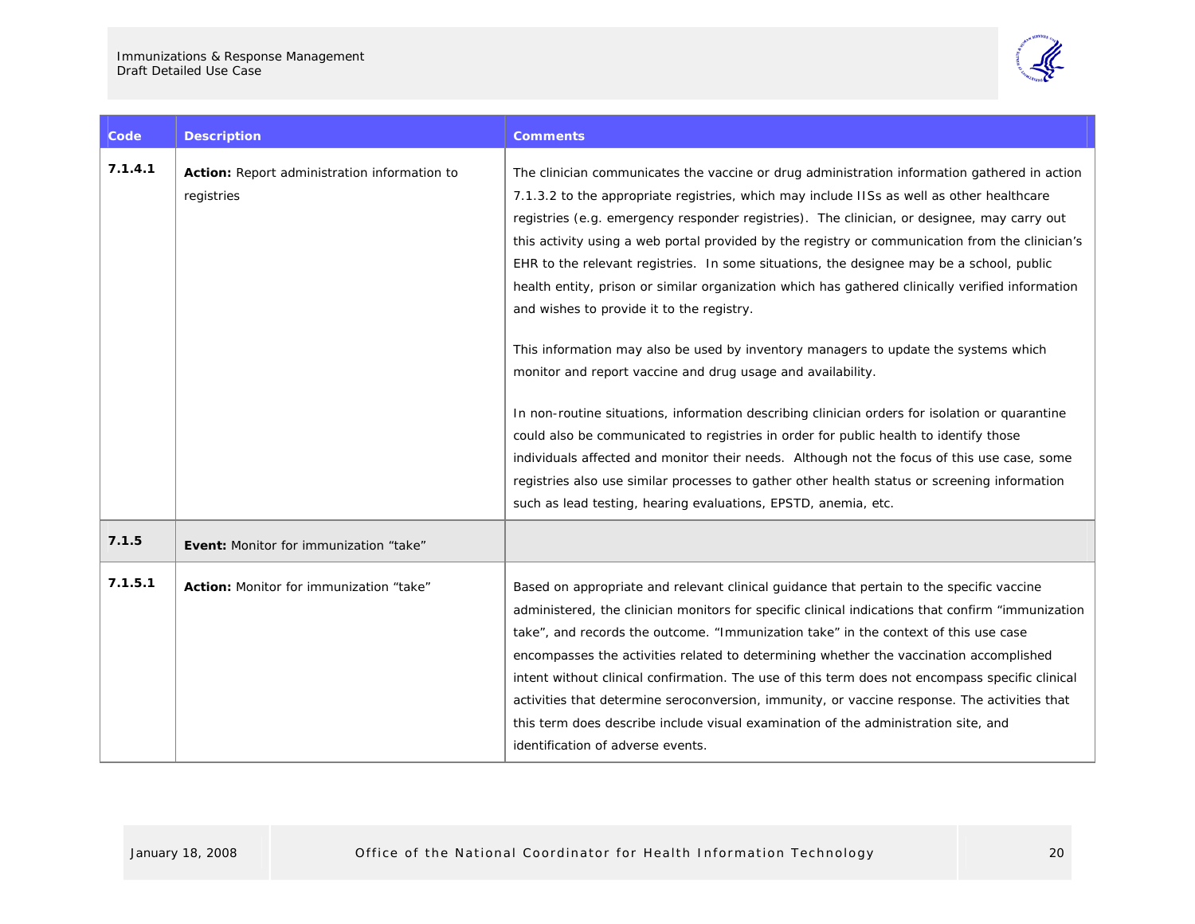| Code | Description | Comments |
|---|---|---|
| **7.1.4.1** | **Action:** Report administration information to registries | The clinician communicates the vaccine or drug administration information gathered in action 7.1.3.2 to the appropriate registries, which may include IISs as well as other healthcare registries (e.g. emergency responder registries). The clinician, or designee, may carry out this activity using a web portal provided by the registry or communication from the clinician's EHR to the relevant registries. In some situations, the designee may be a school, public health entity, prison or similar organization which has gathered clinically verified information and wishes to provide it to the registry.<br><br>This information may also be used by inventory managers to update the systems which monitor and report vaccine and drug usage and availability.<br><br>In non-routine situations, information describing clinician orders for isolation or quarantine could also be communicated to registries in order for public health to identify those individuals affected and monitor their needs. Although not the focus of this use case, some registries also use similar processes to gather other health status or screening information such as lead testing, hearing evaluations, EPSTD, anemia, etc. |
| **7.1.5** | **Event:** Monitor for immunization "take" | |
| **7.1.5.1** | **Action:** Monitor for immunization "take" | Based on appropriate and relevant clinical guidance that pertain to the specific vaccine administered, the clinician monitors for specific clinical indications that confirm "immunization take", and records the outcome. "Immunization take" in the context of this use case encompasses the activities related to determining whether the vaccination accomplished intent without clinical confirmation. The use of this term does not encompass specific clinical activities that determine seroconversion, immunity, or vaccine response. The activities that this term does describe include visual examination of the administration site, and identification of adverse events. |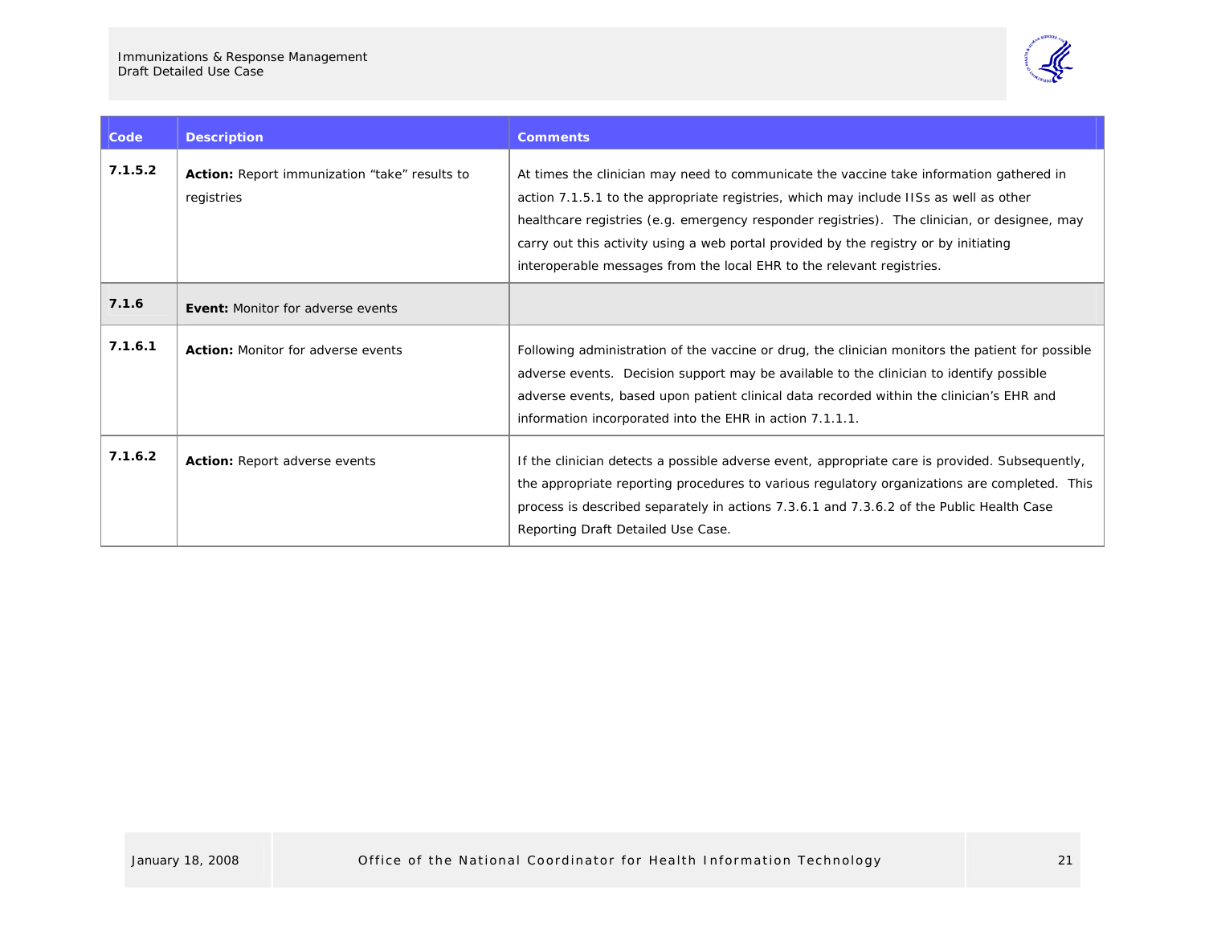| Code | Description | Comments |
|---|---|---|
| **7.1.5.2** | **Action:** Report immunization “take” results to registries | At times the clinician may need to communicate the vaccine take information gathered in action 7.1.5.1 to the appropriate registries, which may include IISs as well as other healthcare registries (e.g. emergency responder registries). The clinician, or designee, may carry out this activity using a web portal provided by the registry or by initiating interoperable messages from the local EHR to the relevant registries. |
| **7.1.6** | **Event:** Monitor for adverse events | |
| **7.1.6.1** | **Action:** Monitor for adverse events | Following administration of the vaccine or drug, the clinician monitors the patient for possible adverse events. Decision support may be available to the clinician to identify possible adverse events, based upon patient clinical data recorded within the clinician’s EHR and information incorporated into the EHR in action 7.1.1.1. |
| **7.1.6.2** | **Action:** Report adverse events | If the clinician detects a possible adverse event, appropriate care is provided. Subsequently, the appropriate reporting procedures to various regulatory organizations are completed. This process is described separately in actions 7.3.6.1 and 7.3.6.2 of the Public Health Case Reporting Draft Detailed Use Case. |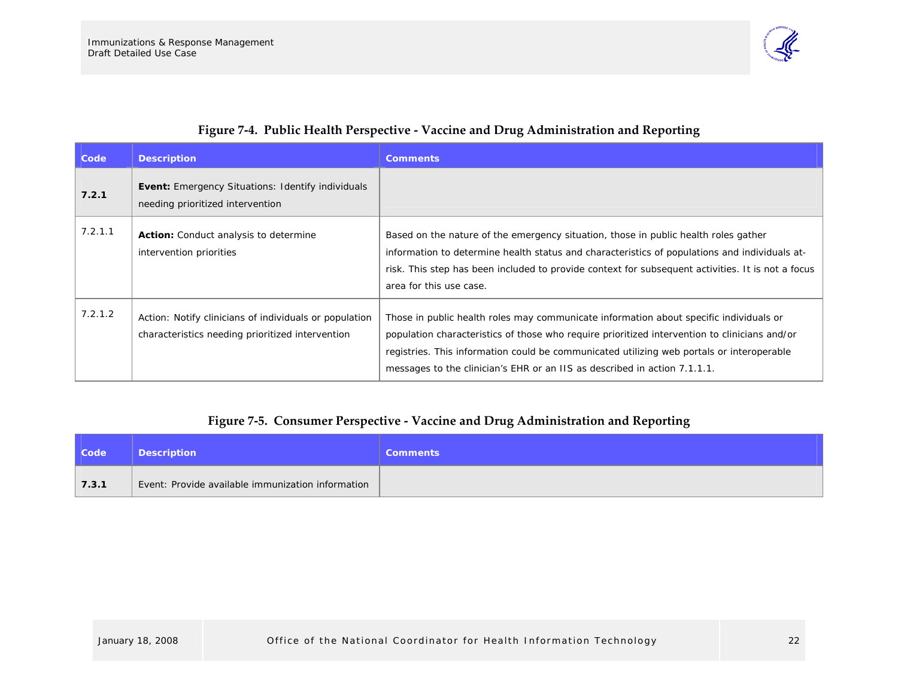**Figure 7-4. Public Health Perspective - Vaccine and Drug Administration and Reporting**

| Code | Description | Comments |
|---|---|---|
| **7.2.1** | **Event:** Emergency Situations: Identify individuals needing prioritized intervention | |
| 7.2.1.1 | **Action:** Conduct analysis to determine intervention priorities | Based on the nature of the emergency situation, those in public health roles gather information to determine health status and characteristics of populations and individuals at-risk. This step has been included to provide context for subsequent activities. It is not a focus area for this use case. |
| 7.2.1.2 | Action: Notify clinicians of individuals or population characteristics needing prioritized intervention | Those in public health roles may communicate information about specific individuals or population characteristics of those who require prioritized intervention to clinicians and/or registries. This information could be communicated utilizing web portals or interoperable messages to the clinician's EHR or an IIS as described in action 7.1.1.1. |

**Figure 7-5. Consumer Perspective - Vaccine and Drug Administration and Reporting**

| Code | Description | Comments |
|---|---|---|
| **7.3.1** | Event: Provide available immunization information | |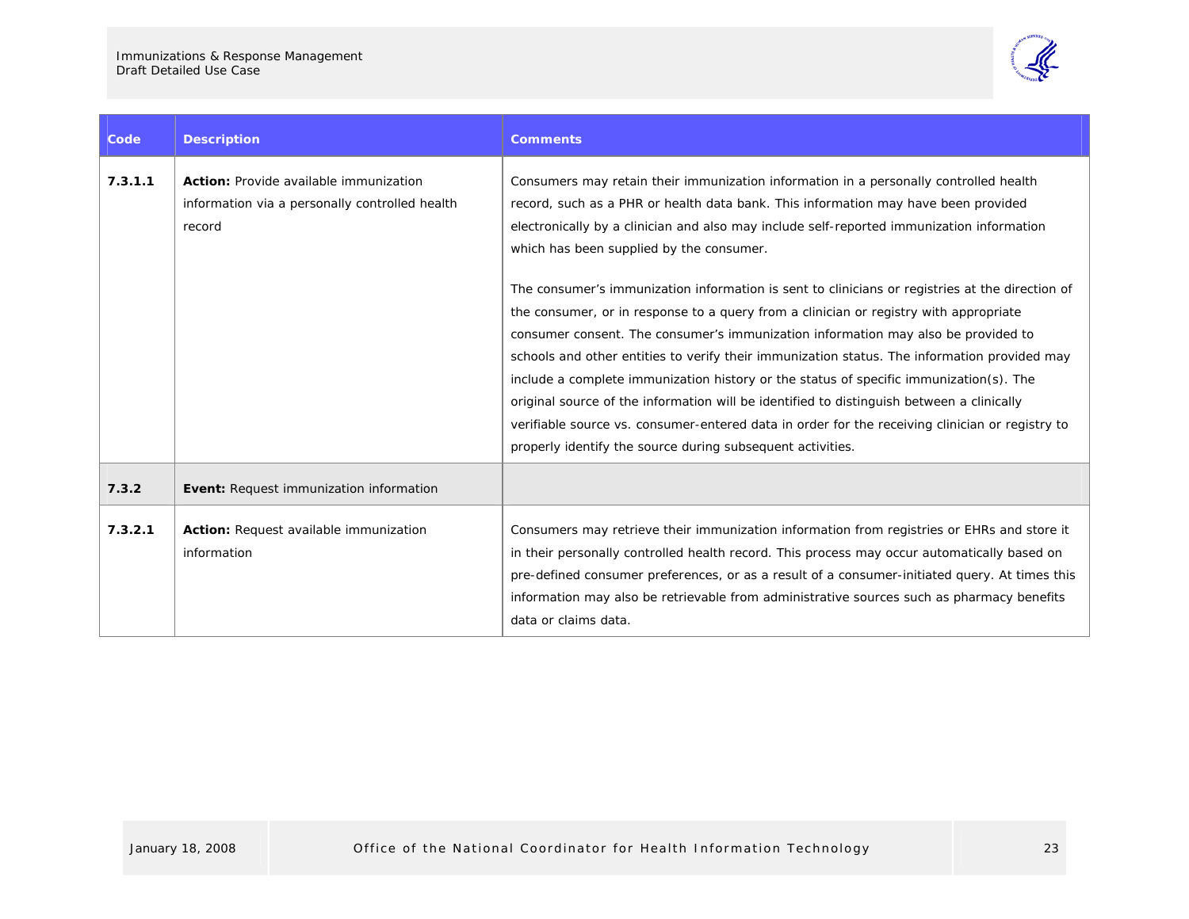| Code | Description | Comments |
|---|---|---|
| **7.3.1.1** | **Action:** Provide available immunization information via a personally controlled health record | Consumers may retain their immunization information in a personally controlled health record, such as a PHR or health data bank. This information may have been provided electronically by a clinician and also may include self-reported immunization information which has been supplied by the consumer.<br><br>The consumer's immunization information is sent to clinicians or registries at the direction of the consumer, or in response to a query from a clinician or registry with appropriate consumer consent. The consumer's immunization information may also be provided to schools and other entities to verify their immunization status. The information provided may include a complete immunization history or the status of specific immunization(s). The original source of the information will be identified to distinguish between a clinically verifiable source vs. consumer-entered data in order for the receiving clinician or registry to properly identify the source during subsequent activities. |
| **7.3.2** | **Event:** Request immunization information | |
| **7.3.2.1** | **Action:** Request available immunization information | Consumers may retrieve their immunization information from registries or EHRs and store it in their personally controlled health record. This process may occur automatically based on pre-defined consumer preferences, or as a result of a consumer-initiated query. At times this information may also be retrievable from administrative sources such as pharmacy benefits data or claims data. |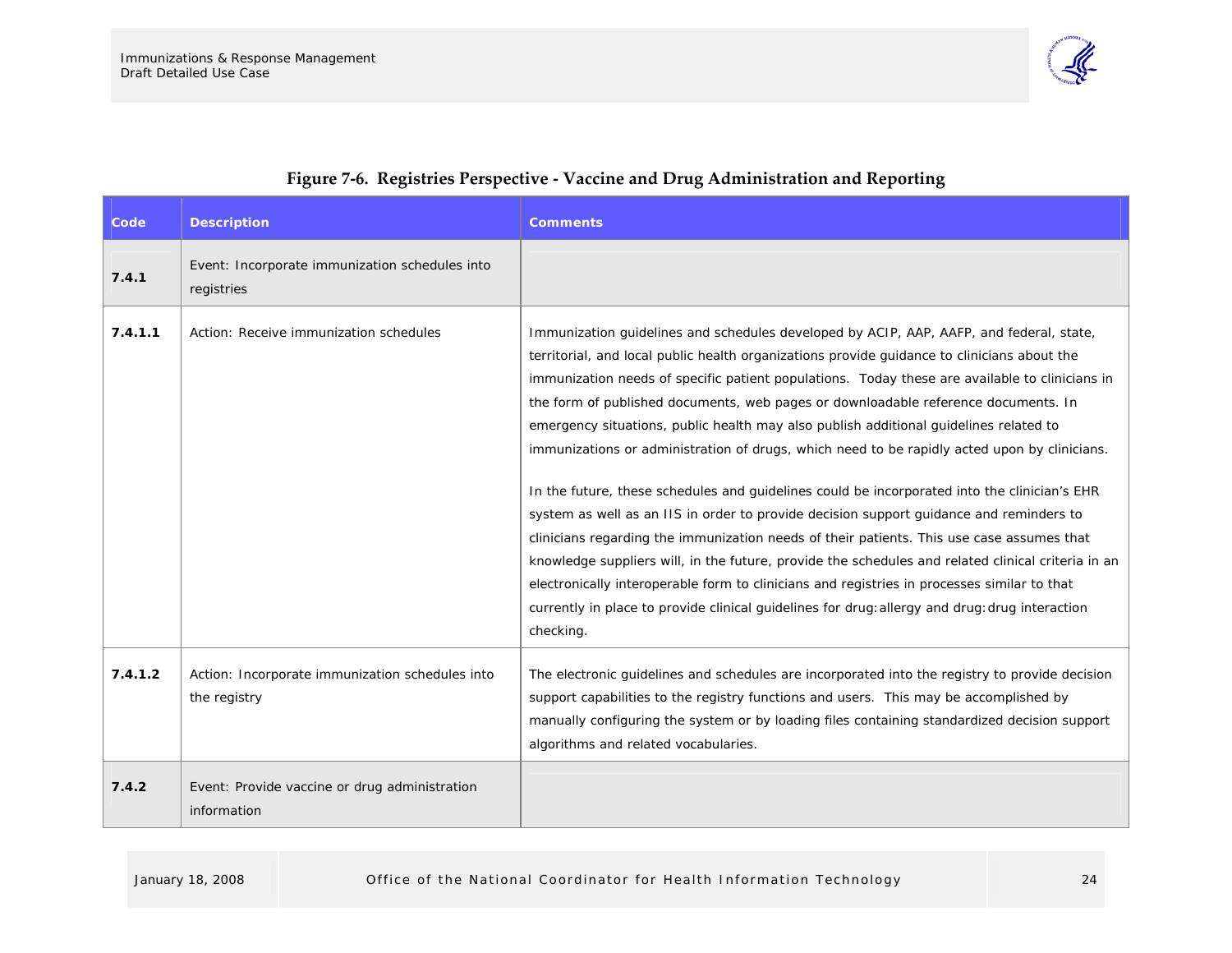**Figure 7-6. Registries Perspective - Vaccine and Drug Administration and Reporting**

| Code | Description | Comments |
|---|---|---|
| **7.4.1** | Event: Incorporate immunization schedules into registries | |
| **7.4.1.1** | Action: Receive immunization schedules | Immunization guidelines and schedules developed by ACIP, AAP, AAFP, and federal, state, territorial, and local public health organizations provide guidance to clinicians about the immunization needs of specific patient populations. Today these are available to clinicians in the form of published documents, web pages or downloadable reference documents. In emergency situations, public health may also publish additional guidelines related to immunizations or administration of drugs, which need to be rapidly acted upon by clinicians.<br><br>In the future, these schedules and guidelines could be incorporated into the clinician's EHR system as well as an IIS in order to provide decision support guidance and reminders to clinicians regarding the immunization needs of their patients. This use case assumes that knowledge suppliers will, in the future, provide the schedules and related clinical criteria in an electronically interoperable form to clinicians and registries in processes similar to that currently in place to provide clinical guidelines for drug:allergy and drug:drug interaction checking. |
| **7.4.1.2** | Action: Incorporate immunization schedules into the registry | The electronic guidelines and schedules are incorporated into the registry to provide decision support capabilities to the registry functions and users. This may be accomplished by manually configuring the system or by loading files containing standardized decision support algorithms and related vocabularies. |
| **7.4.2** | Event: Provide vaccine or drug administration information | |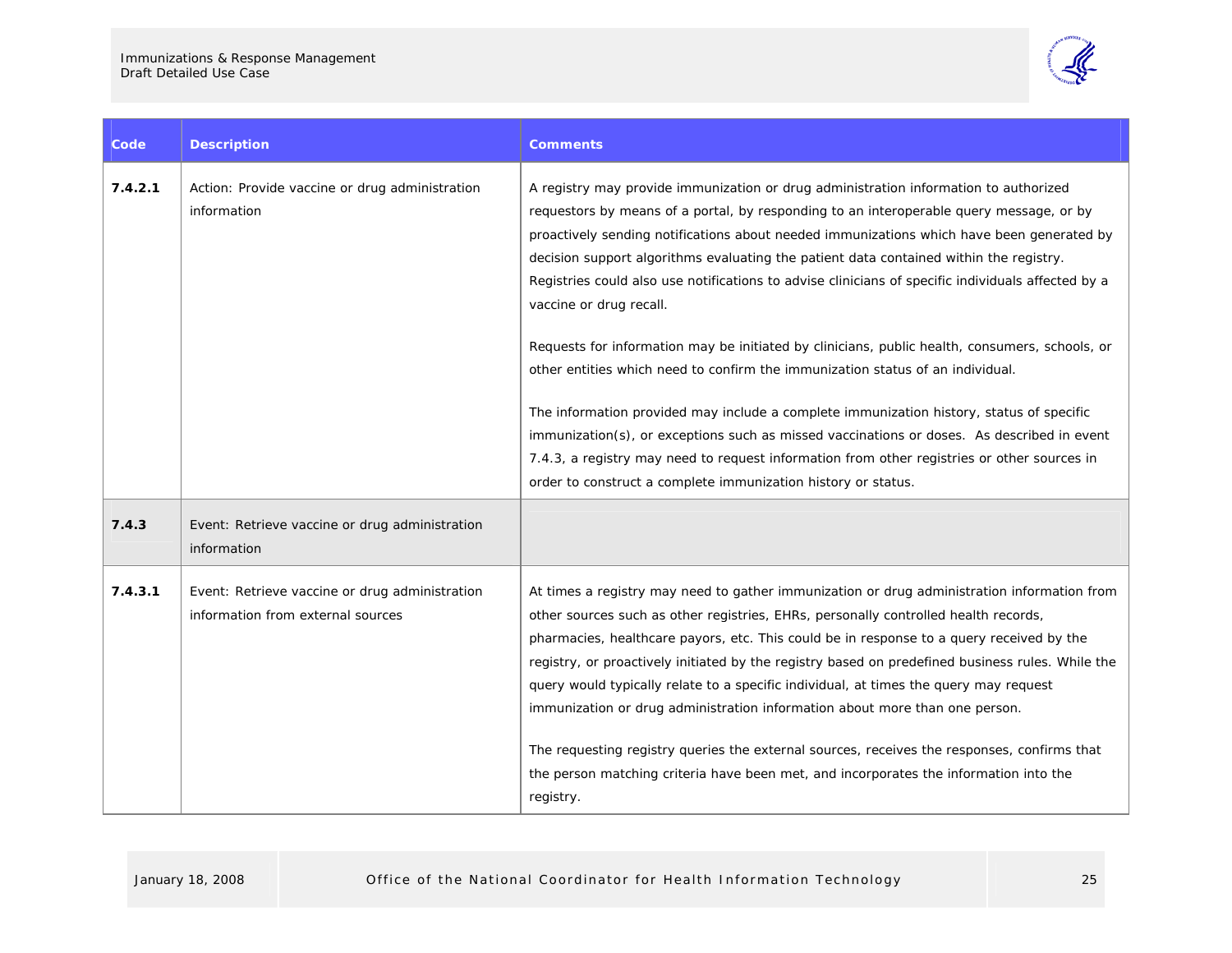| Code | Description | Comments |
| --- | --- | --- |
| 7.4.2.1 | Action: Provide vaccine or drug administration information | A registry may provide immunization or drug administration information to authorized requestors by means of a portal, by responding to an interoperable query message, or by proactively sending notifications about needed immunizations which have been generated by decision support algorithms evaluating the patient data contained within the registry. Registries could also use notifications to advise clinicians of specific individuals affected by a vaccine or drug recall.<br><br>Requests for information may be initiated by clinicians, public health, consumers, schools, or other entities which need to confirm the immunization status of an individual.<br><br>The information provided may include a complete immunization history, status of specific immunization(s), or exceptions such as missed vaccinations or doses. As described in event 7.4.3, a registry may need to request information from other registries or other sources in order to construct a complete immunization history or status. |
| **7.4.3** | Event: Retrieve vaccine or drug administration information | |
| 7.4.3.1 | Event: Retrieve vaccine or drug administration information from external sources | At times a registry may need to gather immunization or drug administration information from other sources such as other registries, EHRs, personally controlled health records, pharmacies, healthcare payors, etc. This could be in response to a query received by the registry, or proactively initiated by the registry based on predefined business rules. While the query would typically relate to a specific individual, at times the query may request immunization or drug administration information about more than one person.<br><br>The requesting registry queries the external sources, receives the responses, confirms that the person matching criteria have been met, and incorporates the information into the registry. |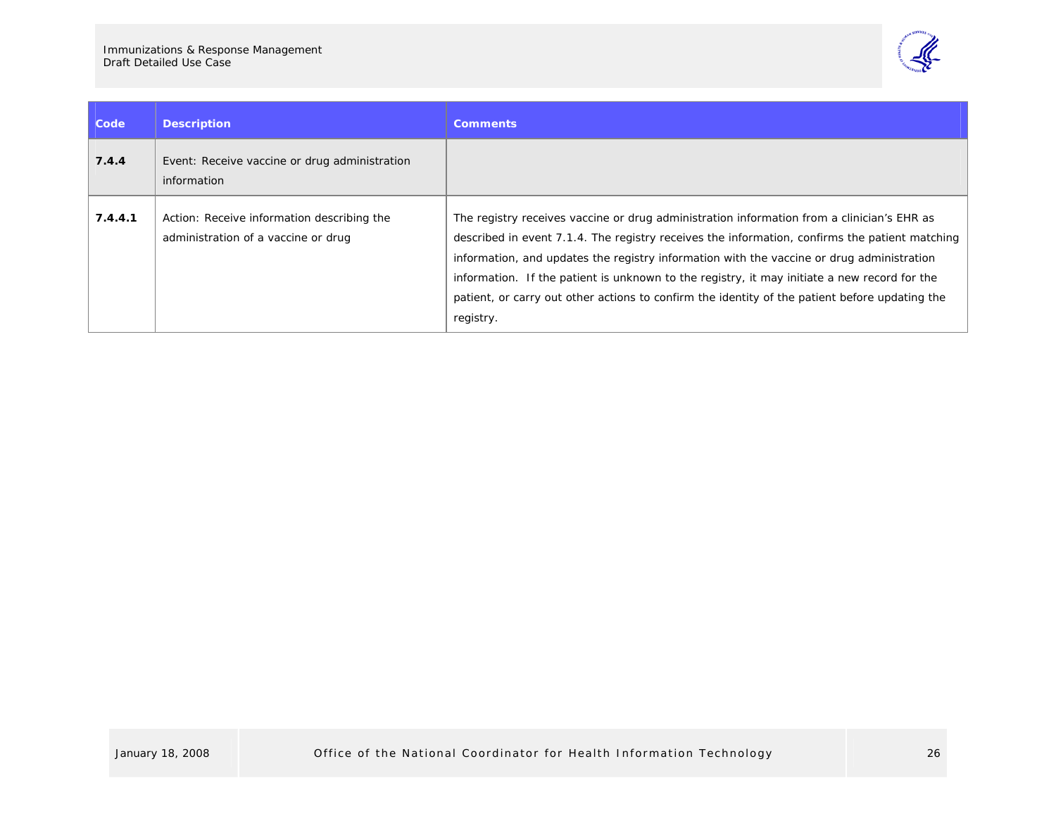| Code | Description | Comments |
|---|---|---|
| **7.4.4** | Event: Receive vaccine or drug administration information | |
| **7.4.4.1** | Action: Receive information describing the administration of a vaccine or drug | The registry receives vaccine or drug administration information from a clinician's EHR as described in event 7.1.4. The registry receives the information, confirms the patient matching information, and updates the registry information with the vaccine or drug administration information. If the patient is unknown to the registry, it may initiate a new record for the patient, or carry out other actions to confirm the identity of the patient before updating the registry. |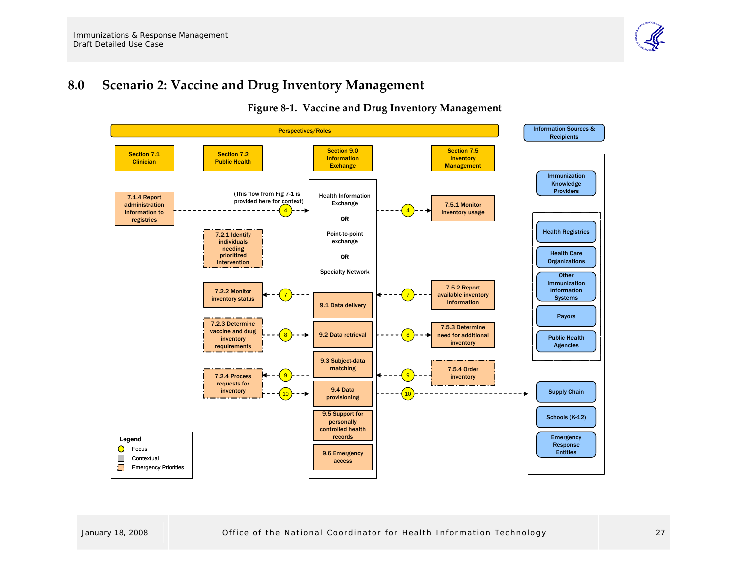# 8.0 Scenario 2: Vaccine and Drug Inventory Management

**Figure 8-1. Vaccine and Drug Inventory Management**

**Perspectives/Roles**

| Section 7.1 Clinician | Section 7.2 Public Health | Section 9.0 Information Exchange | Section 7.5 Inventory Management |
|---|---|---|---|
| 7.1.4 Report administration information to registries → (4) | | Health Information Exchange OR Point-to-point exchange OR Specialty Network | (4) → 7.5.1 Monitor inventory usage |
| | 7.2.1 Identify individuals needing prioritized intervention | | |
| | 7.2.2 Monitor inventory status ← (7) | 9.1 Data delivery | (7) ← 7.5.2 Report available inventory information |
| | 7.2.3 Determine vaccine and drug inventory requirements → (8) | 9.2 Data retrieval | (8) → 7.5.3 Determine need for additional inventory |
| | 7.2.4 Process requests for inventory ← (9) | 9.3 Subject-data matching | (9) ← 7.5.4 Order inventory |
| | 7.2.4 Process requests for inventory → (10) | 9.4 Data provisioning | (10) → Supply Chain |
| | | 9.5 Support for personally controlled health records | |
| | | 9.6 Emergency access | |

(This flow from Fig 7-1 is provided here for context)

**Information Sources & Recipients**

- Immunization Knowledge Providers
- Health Registries
- Health Care Organizations
- Other Immunization Information Systems
- Payors
- Public Health Agencies
- Supply Chain
- Schools (K-12)
- Emergency Response Entities

**Legend**

- Focus
- Contextual
- Emergency Priorities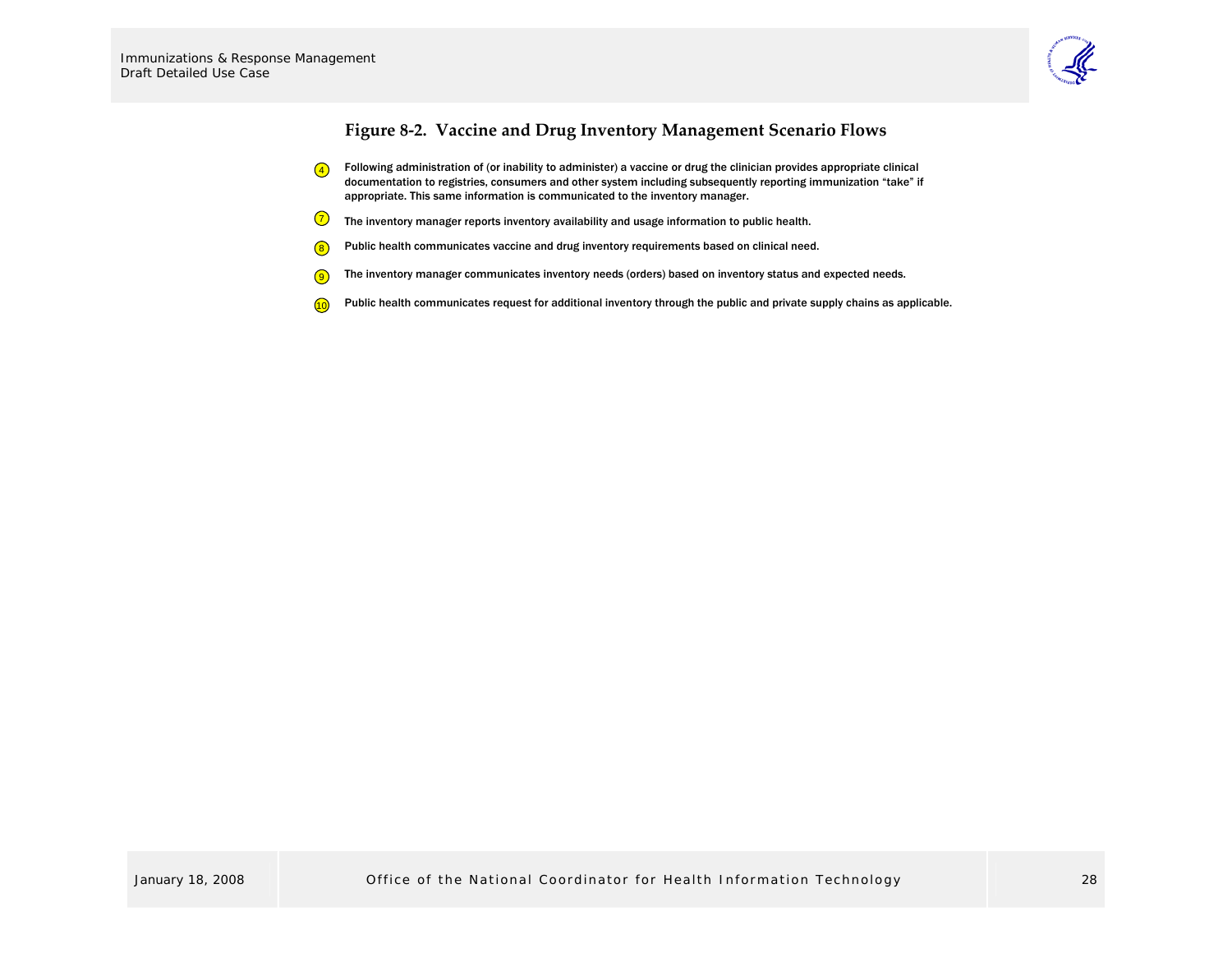**Figure 8-2. Vaccine and Drug Inventory Management Scenario Flows**

4. Following administration of (or inability to administer) a vaccine or drug the clinician provides appropriate clinical documentation to registries, consumers and other system including subsequently reporting immunization "take" if appropriate. This same information is communicated to the inventory manager.

7. The inventory manager reports inventory availability and usage information to public health.

8. Public health communicates vaccine and drug inventory requirements based on clinical need.

9. The inventory manager communicates inventory needs (orders) based on inventory status and expected needs.

10. Public health communicates request for additional inventory through the public and private supply chains as applicable.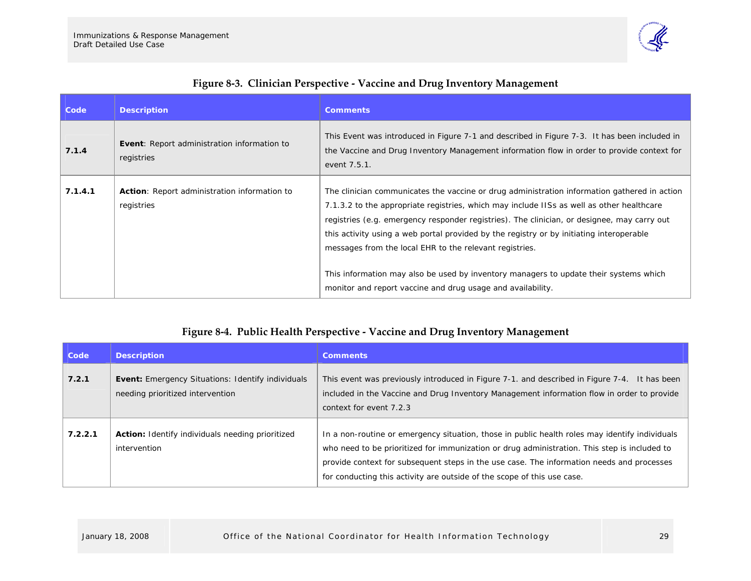**Figure 8-3. Clinician Perspective - Vaccine and Drug Inventory Management**

| Code | Description | Comments |
|---|---|---|
| **7.1.4** | **Event**: Report administration information to registries | This Event was introduced in Figure 7-1 and described in Figure 7-3. It has been included in the Vaccine and Drug Inventory Management information flow in order to provide context for event 7.5.1. |
| **7.1.4.1** | **Action**: Report administration information to registries | The clinician communicates the vaccine or drug administration information gathered in action 7.1.3.2 to the appropriate registries, which may include IISs as well as other healthcare registries (e.g. emergency responder registries). The clinician, or designee, may carry out this activity using a web portal provided by the registry or by initiating interoperable messages from the local EHR to the relevant registries.<br><br>This information may also be used by inventory managers to update their systems which monitor and report vaccine and drug usage and availability. |

**Figure 8-4. Public Health Perspective - Vaccine and Drug Inventory Management**

| Code | Description | Comments |
|---|---|---|
| **7.2.1** | **Event:** Emergency Situations: Identify individuals needing prioritized intervention | This event was previously introduced in Figure 7-1. and described in Figure 7-4. It has been included in the Vaccine and Drug Inventory Management information flow in order to provide context for event 7.2.3 |
| **7.2.2.1** | **Action:** Identify individuals needing prioritized intervention | In a non-routine or emergency situation, those in public health roles may identify individuals who need to be prioritized for immunization or drug administration. This step is included to provide context for subsequent steps in the use case. The information needs and processes for conducting this activity are outside of the scope of this use case. |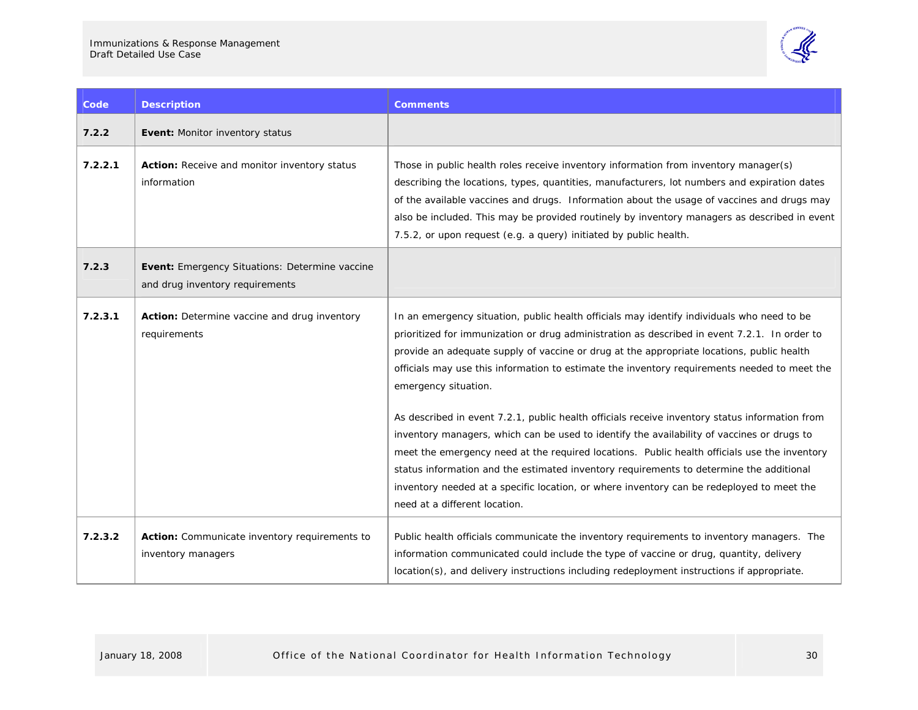| Code | Description | Comments |
| --- | --- | --- |
| **7.2.2** | **Event:** Monitor inventory status | |
| **7.2.2.1** | **Action:** Receive and monitor inventory status information | Those in public health roles receive inventory information from inventory manager(s) describing the locations, types, quantities, manufacturers, lot numbers and expiration dates of the available vaccines and drugs. Information about the usage of vaccines and drugs may also be included. This may be provided routinely by inventory managers as described in event 7.5.2, or upon request (e.g. a query) initiated by public health. |
| **7.2.3** | **Event:** Emergency Situations: Determine vaccine and drug inventory requirements | |
| **7.2.3.1** | **Action:** Determine vaccine and drug inventory requirements | In an emergency situation, public health officials may identify individuals who need to be prioritized for immunization or drug administration as described in event 7.2.1. In order to provide an adequate supply of vaccine or drug at the appropriate locations, public health officials may use this information to estimate the inventory requirements needed to meet the emergency situation.<br><br>As described in event 7.2.1, public health officials receive inventory status information from inventory managers, which can be used to identify the availability of vaccines or drugs to meet the emergency need at the required locations. Public health officials use the inventory status information and the estimated inventory requirements to determine the additional inventory needed at a specific location, or where inventory can be redeployed to meet the need at a different location. |
| **7.2.3.2** | **Action:** Communicate inventory requirements to inventory managers | Public health officials communicate the inventory requirements to inventory managers. The information communicated could include the type of vaccine or drug, quantity, delivery location(s), and delivery instructions including redeployment instructions if appropriate. |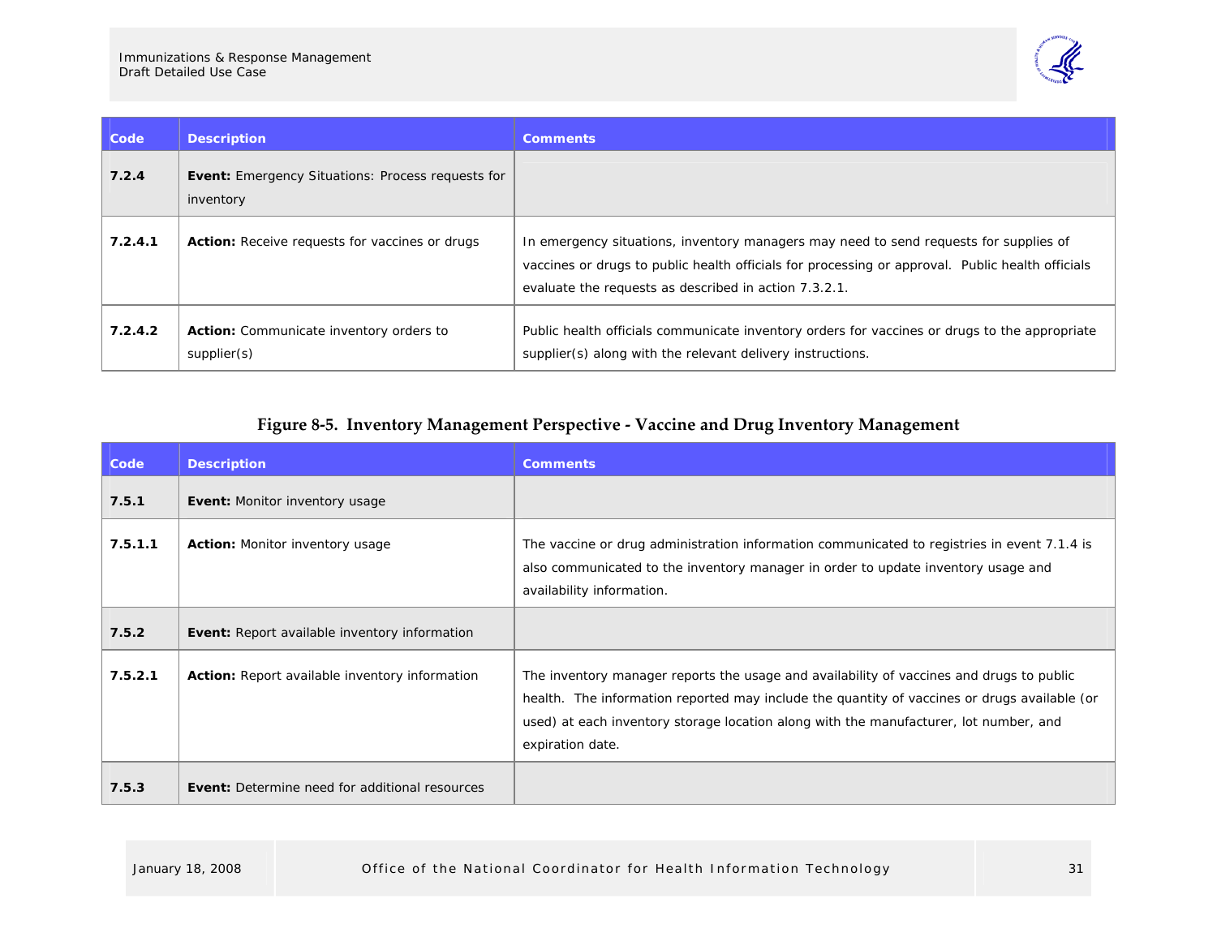| Code | Description | Comments |
| --- | --- | --- |
| **7.2.4** | **Event:** Emergency Situations: Process requests for inventory | |
| **7.2.4.1** | **Action:** Receive requests for vaccines or drugs | In emergency situations, inventory managers may need to send requests for supplies of vaccines or drugs to public health officials for processing or approval. Public health officials evaluate the requests as described in action 7.3.2.1. |
| **7.2.4.2** | **Action:** Communicate inventory orders to supplier(s) | Public health officials communicate inventory orders for vaccines or drugs to the appropriate supplier(s) along with the relevant delivery instructions. |

**Figure 8-5. Inventory Management Perspective - Vaccine and Drug Inventory Management**

| Code | Description | Comments |
| --- | --- | --- |
| **7.5.1** | **Event:** Monitor inventory usage | |
| **7.5.1.1** | **Action:** Monitor inventory usage | The vaccine or drug administration information communicated to registries in event 7.1.4 is also communicated to the inventory manager in order to update inventory usage and availability information. |
| **7.5.2** | **Event:** Report available inventory information | |
| **7.5.2.1** | **Action:** Report available inventory information | The inventory manager reports the usage and availability of vaccines and drugs to public health. The information reported may include the quantity of vaccines or drugs available (or used) at each inventory storage location along with the manufacturer, lot number, and expiration date. |
| **7.5.3** | **Event:** Determine need for additional resources | |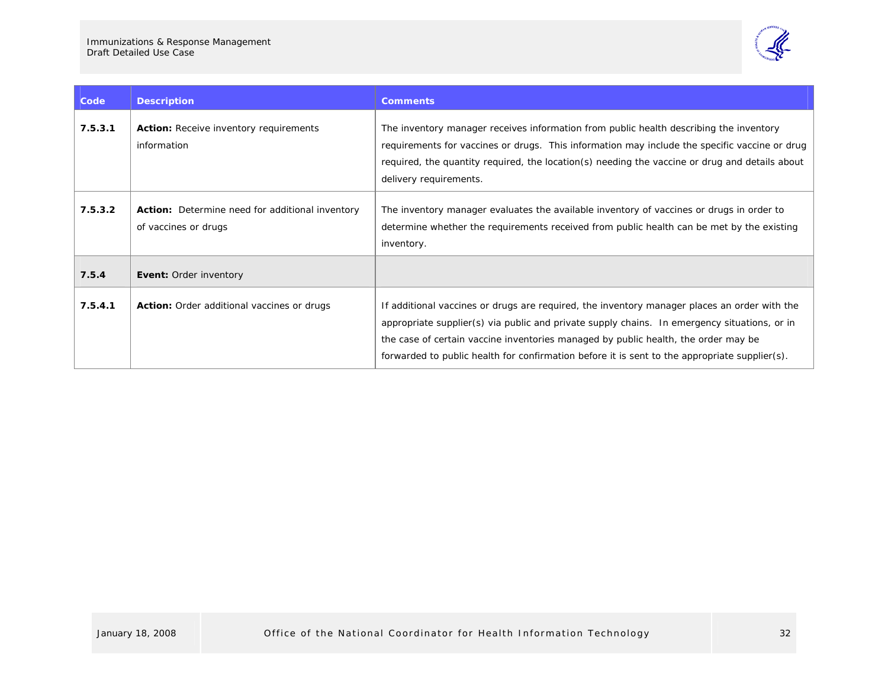| Code | Description | Comments |
| --- | --- | --- |
| **7.5.3.1** | **Action:** Receive inventory requirements information | The inventory manager receives information from public health describing the inventory requirements for vaccines or drugs. This information may include the specific vaccine or drug required, the quantity required, the location(s) needing the vaccine or drug and details about delivery requirements. |
| **7.5.3.2** | **Action:** Determine need for additional inventory of vaccines or drugs | The inventory manager evaluates the available inventory of vaccines or drugs in order to determine whether the requirements received from public health can be met by the existing inventory. |
| **7.5.4** | **Event:** Order inventory | |
| **7.5.4.1** | **Action:** Order additional vaccines or drugs | If additional vaccines or drugs are required, the inventory manager places an order with the appropriate supplier(s) via public and private supply chains. In emergency situations, or in the case of certain vaccine inventories managed by public health, the order may be forwarded to public health for confirmation before it is sent to the appropriate supplier(s). |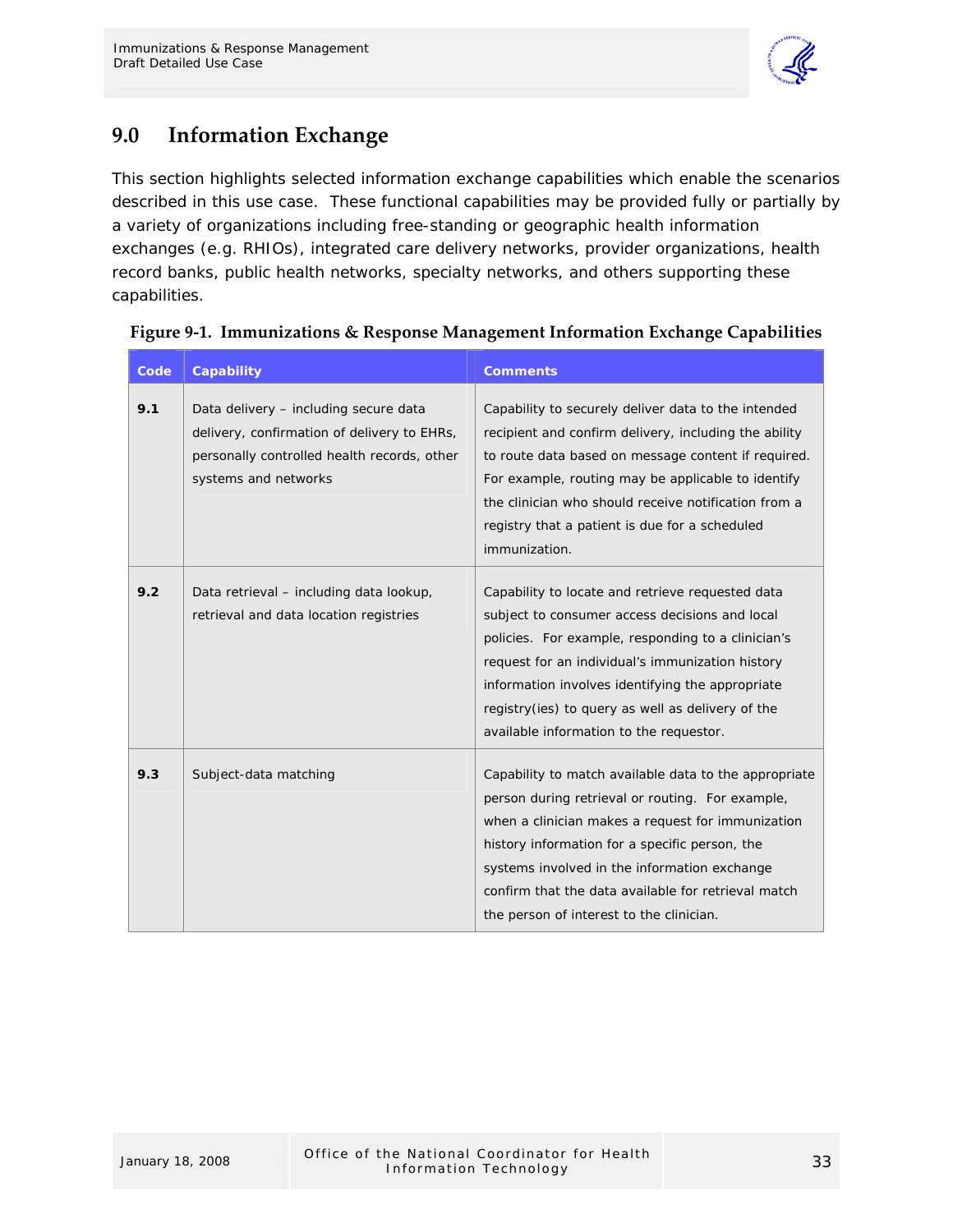## 9.0 Information Exchange

This section highlights selected information exchange capabilities which enable the scenarios described in this use case. These functional capabilities may be provided fully or partially by a variety of organizations including free-standing or geographic health information exchanges (e.g. RHIOs), integrated care delivery networks, provider organizations, health record banks, public health networks, specialty networks, and others supporting these capabilities.

**Figure 9-1. Immunizations & Response Management Information Exchange Capabilities**

| Code | Capability | Comments |
|---|---|---|
| **9.1** | Data delivery – including secure data delivery, confirmation of delivery to EHRs, personally controlled health records, other systems and networks | Capability to securely deliver data to the intended recipient and confirm delivery, including the ability to route data based on message content if required. For example, routing may be applicable to identify the clinician who should receive notification from a registry that a patient is due for a scheduled immunization. |
| **9.2** | Data retrieval – including data lookup, retrieval and data location registries | Capability to locate and retrieve requested data subject to consumer access decisions and local policies. For example, responding to a clinician's request for an individual's immunization history information involves identifying the appropriate registry(ies) to query as well as delivery of the available information to the requestor. |
| **9.3** | Subject-data matching | Capability to match available data to the appropriate person during retrieval or routing. For example, when a clinician makes a request for immunization history information for a specific person, the systems involved in the information exchange confirm that the data available for retrieval match the person of interest to the clinician. |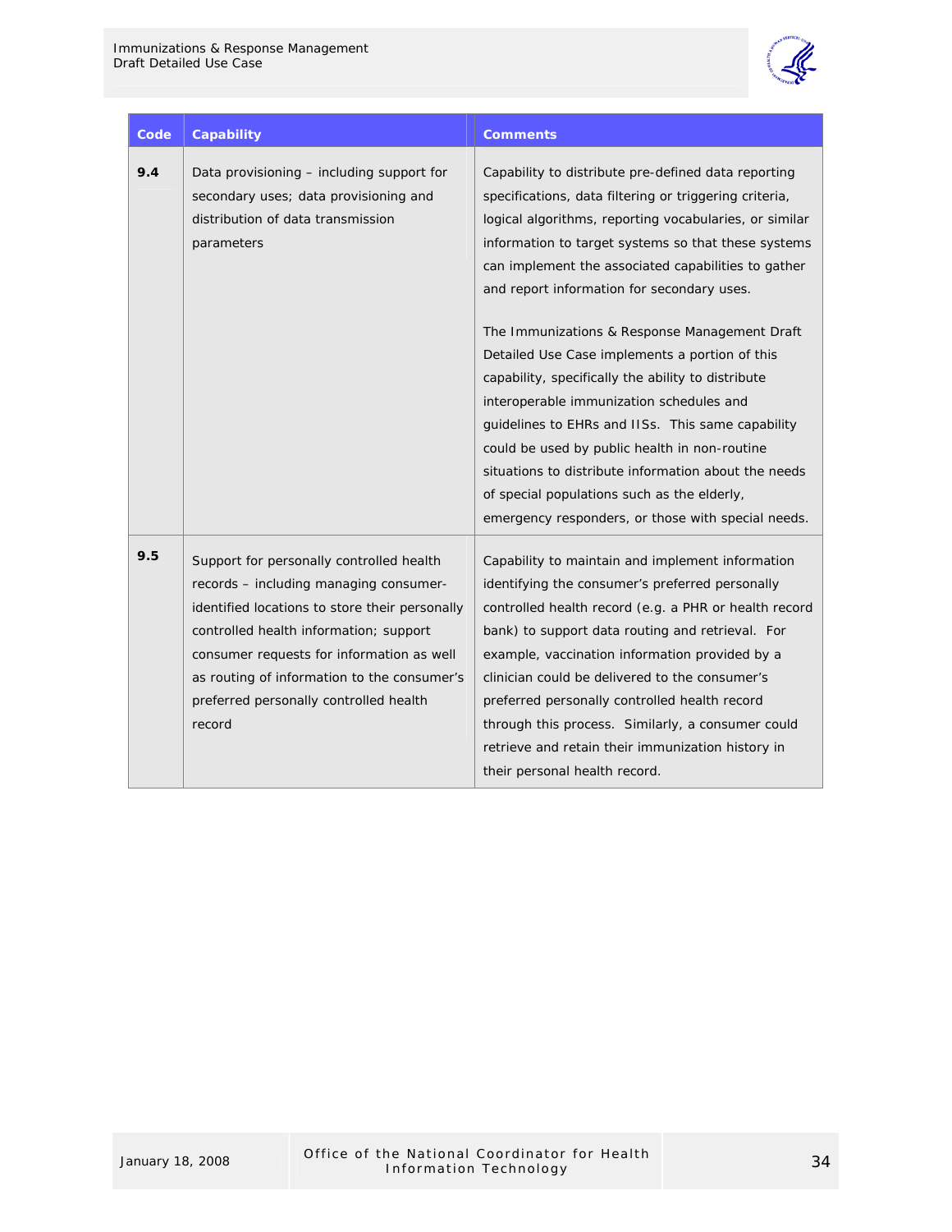| Code | Capability | Comments |
|---|---|---|
| **9.4** | Data provisioning – including support for secondary uses; data provisioning and distribution of data transmission parameters | Capability to distribute pre-defined data reporting specifications, data filtering or triggering criteria, logical algorithms, reporting vocabularies, or similar information to target systems so that these systems can implement the associated capabilities to gather and report information for secondary uses.<br><br>The Immunizations & Response Management Draft Detailed Use Case implements a portion of this capability, specifically the ability to distribute interoperable immunization schedules and guidelines to EHRs and IISs. This same capability could be used by public health in non-routine situations to distribute information about the needs of special populations such as the elderly, emergency responders, or those with special needs. |
| **9.5** | Support for personally controlled health records – including managing consumer-identified locations to store their personally controlled health information; support consumer requests for information as well as routing of information to the consumer's preferred personally controlled health record | Capability to maintain and implement information identifying the consumer's preferred personally controlled health record (e.g. a PHR or health record bank) to support data routing and retrieval. For example, vaccination information provided by a clinician could be delivered to the consumer's preferred personally controlled health record through this process. Similarly, a consumer could retrieve and retain their immunization history in their personal health record. |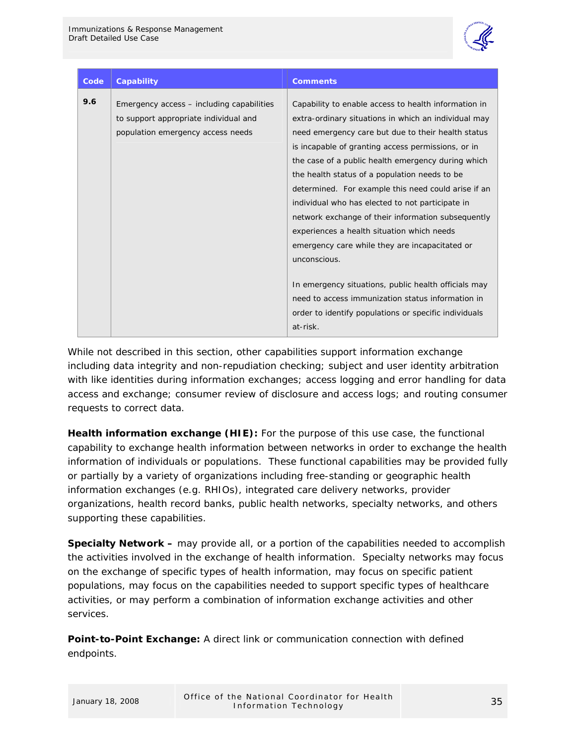| Code | Capability | Comments |
|---|---|---|
| 9.6 | Emergency access – including capabilities to support appropriate individual and population emergency access needs | Capability to enable access to health information in extra-ordinary situations in which an individual may need emergency care but due to their health status is incapable of granting access permissions, or in the case of a public health emergency during which the health status of a population needs to be determined. For example this need could arise if an individual who has elected to not participate in network exchange of their information subsequently experiences a health situation which needs emergency care while they are incapacitated or unconscious.<br><br>In emergency situations, public health officials may need to access immunization status information in order to identify populations or specific individuals at-risk. |

While not described in this section, other capabilities support information exchange including data integrity and non-repudiation checking; subject and user identity arbitration with like identities during information exchanges; access logging and error handling for data access and exchange; consumer review of disclosure and access logs; and routing consumer requests to correct data.

**Health information exchange (HIE):** For the purpose of this use case, the functional capability to exchange health information between networks in order to exchange the health information of individuals or populations. These functional capabilities may be provided fully or partially by a variety of organizations including free-standing or geographic health information exchanges (e.g. RHIOs), integrated care delivery networks, provider organizations, health record banks, public health networks, specialty networks, and others supporting these capabilities.

**Specialty Network –** may provide all, or a portion of the capabilities needed to accomplish the activities involved in the exchange of health information. Specialty networks may focus on the exchange of specific types of health information, may focus on specific patient populations, may focus on the capabilities needed to support specific types of healthcare activities, or may perform a combination of information exchange activities and other services.

**Point-to-Point Exchange:** A direct link or communication connection with defined endpoints.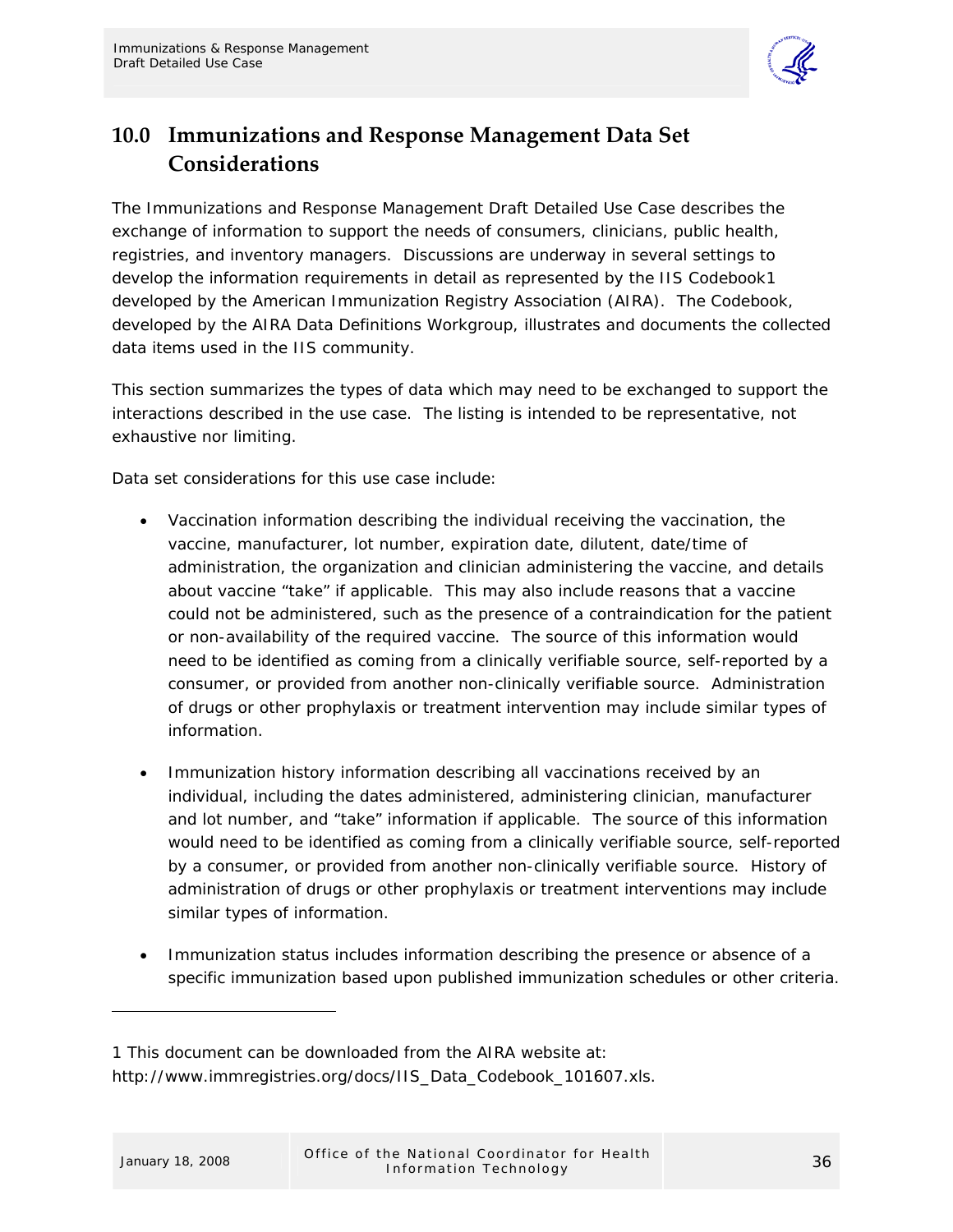# 10.0 Immunizations and Response Management Data Set Considerations

The Immunizations and Response Management Draft Detailed Use Case describes the exchange of information to support the needs of consumers, clinicians, public health, registries, and inventory managers. Discussions are underway in several settings to develop the information requirements in detail as represented by the IIS Codebook[1] developed by the American Immunization Registry Association (AIRA). The Codebook, developed by the AIRA Data Definitions Workgroup, illustrates and documents the collected data items used in the IIS community.

This section summarizes the types of data which may need to be exchanged to support the interactions described in the use case. The listing is intended to be representative, not exhaustive nor limiting.

Data set considerations for this use case include:

- Vaccination information describing the individual receiving the vaccination, the vaccine, manufacturer, lot number, expiration date, dilutent, date/time of administration, the organization and clinician administering the vaccine, and details about vaccine "take" if applicable. This may also include reasons that a vaccine could not be administered, such as the presence of a contraindication for the patient or non-availability of the required vaccine. The source of this information would need to be identified as coming from a clinically verifiable source, self-reported by a consumer, or provided from another non-clinically verifiable source. Administration of drugs or other prophylaxis or treatment intervention may include similar types of information.

- Immunization history information describing all vaccinations received by an individual, including the dates administered, administering clinician, manufacturer and lot number, and "take" information if applicable. The source of this information would need to be identified as coming from a clinically verifiable source, self-reported by a consumer, or provided from another non-clinically verifiable source. History of administration of drugs or other prophylaxis or treatment interventions may include similar types of information.

- Immunization status includes information describing the presence or absence of a specific immunization based upon published immunization schedules or other criteria.

---

1 This document can be downloaded from the AIRA website at: http://www.immregistries.org/docs/IIS_Data_Codebook_101607.xls.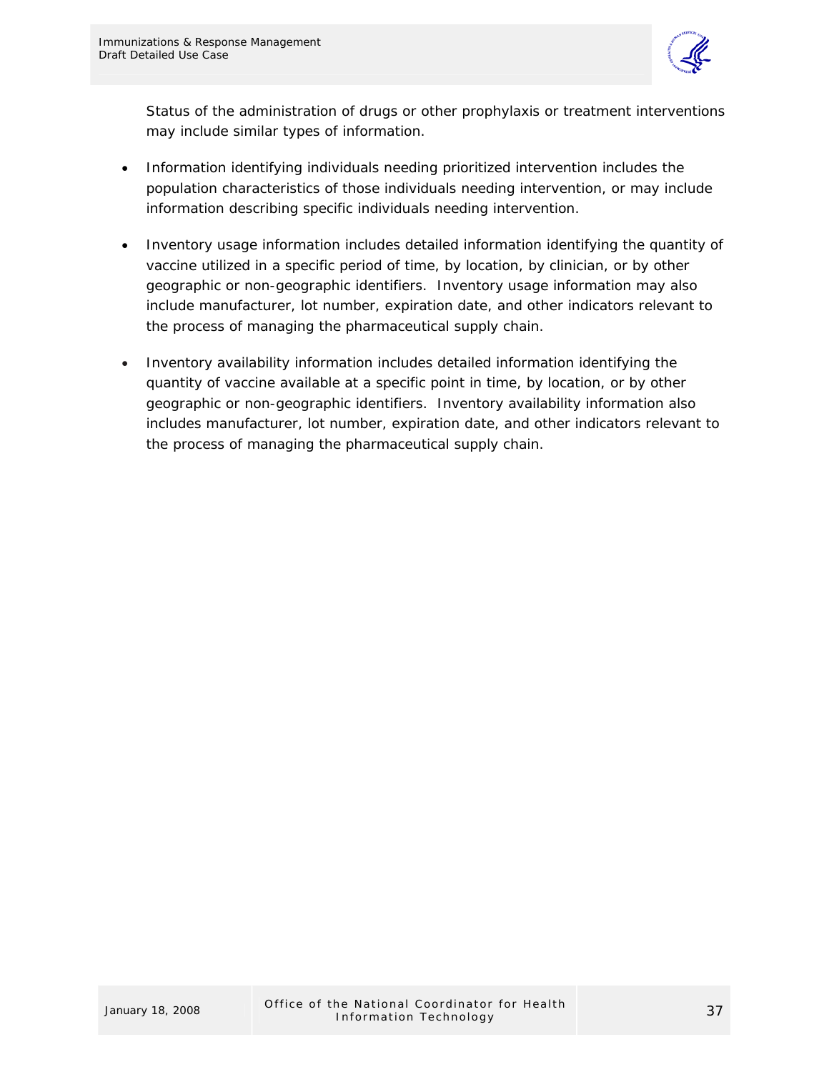Status of the administration of drugs or other prophylaxis or treatment interventions may include similar types of information.

- Information identifying individuals needing prioritized intervention includes the population characteristics of those individuals needing intervention, or may include information describing specific individuals needing intervention.

- Inventory usage information includes detailed information identifying the quantity of vaccine utilized in a specific period of time, by location, by clinician, or by other geographic or non-geographic identifiers. Inventory usage information may also include manufacturer, lot number, expiration date, and other indicators relevant to the process of managing the pharmaceutical supply chain.

- Inventory availability information includes detailed information identifying the quantity of vaccine available at a specific point in time, by location, or by other geographic or non-geographic identifiers. Inventory availability information also includes manufacturer, lot number, expiration date, and other indicators relevant to the process of managing the pharmaceutical supply chain.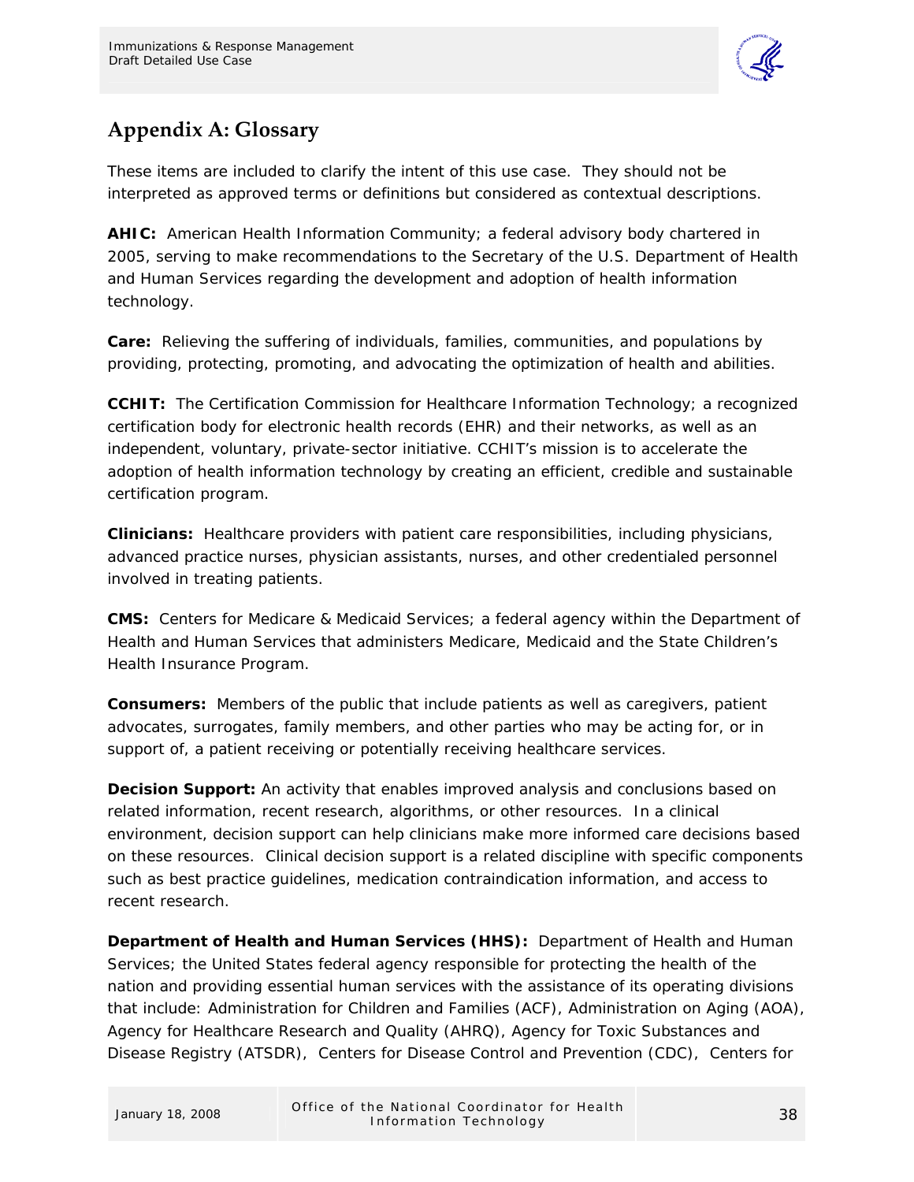## Appendix A: Glossary

These items are included to clarify the intent of this use case. They should not be interpreted as approved terms or definitions but considered as contextual descriptions.

**AHIC:** American Health Information Community; a federal advisory body chartered in 2005, serving to make recommendations to the Secretary of the U.S. Department of Health and Human Services regarding the development and adoption of health information technology.

**Care:** Relieving the suffering of individuals, families, communities, and populations by providing, protecting, promoting, and advocating the optimization of health and abilities.

**CCHIT:** The Certification Commission for Healthcare Information Technology; a recognized certification body for electronic health records (EHR) and their networks, as well as an independent, voluntary, private-sector initiative. CCHIT's mission is to accelerate the adoption of health information technology by creating an efficient, credible and sustainable certification program.

**Clinicians:** Healthcare providers with patient care responsibilities, including physicians, advanced practice nurses, physician assistants, nurses, and other credentialed personnel involved in treating patients.

**CMS:** Centers for Medicare & Medicaid Services; a federal agency within the Department of Health and Human Services that administers Medicare, Medicaid and the State Children's Health Insurance Program.

**Consumers:** Members of the public that include patients as well as caregivers, patient advocates, surrogates, family members, and other parties who may be acting for, or in support of, a patient receiving or potentially receiving healthcare services.

**Decision Support:** An activity that enables improved analysis and conclusions based on related information, recent research, algorithms, or other resources. In a clinical environment, decision support can help clinicians make more informed care decisions based on these resources. Clinical decision support is a related discipline with specific components such as best practice guidelines, medication contraindication information, and access to recent research.

**Department of Health and Human Services (HHS):** Department of Health and Human Services; the United States federal agency responsible for protecting the health of the nation and providing essential human services with the assistance of its operating divisions that include: Administration for Children and Families (ACF), Administration on Aging (AOA), Agency for Healthcare Research and Quality (AHRQ), Agency for Toxic Substances and Disease Registry (ATSDR), Centers for Disease Control and Prevention (CDC), Centers for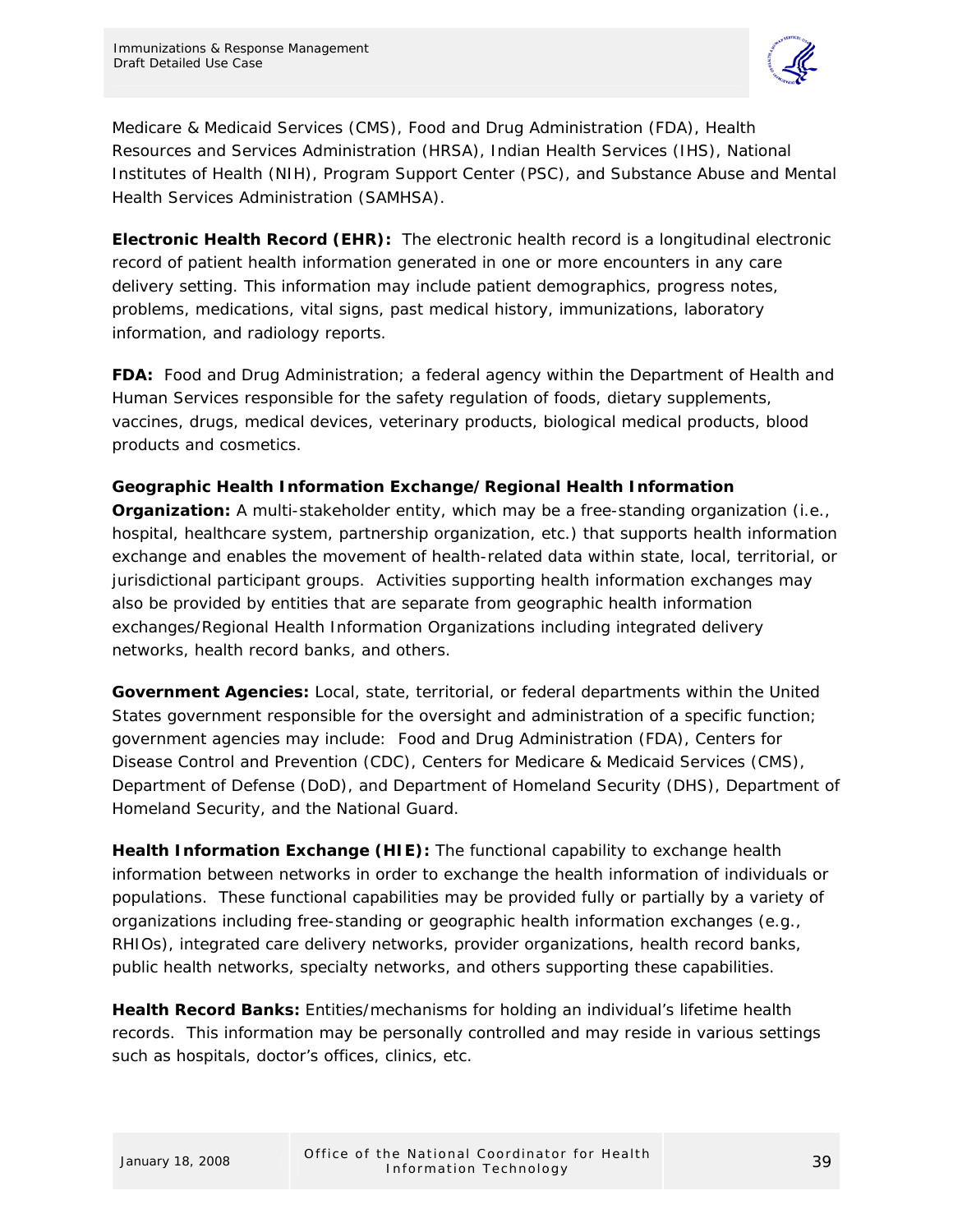Medicare & Medicaid Services (CMS), Food and Drug Administration (FDA), Health Resources and Services Administration (HRSA), Indian Health Services (IHS), National Institutes of Health (NIH), Program Support Center (PSC), and Substance Abuse and Mental Health Services Administration (SAMHSA).

**Electronic Health Record (EHR):** The electronic health record is a longitudinal electronic record of patient health information generated in one or more encounters in any care delivery setting. This information may include patient demographics, progress notes, problems, medications, vital signs, past medical history, immunizations, laboratory information, and radiology reports.

**FDA:** Food and Drug Administration; a federal agency within the Department of Health and Human Services responsible for the safety regulation of foods, dietary supplements, vaccines, drugs, medical devices, veterinary products, biological medical products, blood products and cosmetics.

**Geographic Health Information Exchange/Regional Health Information Organization:** A multi-stakeholder entity, which may be a free-standing organization (i.e., hospital, healthcare system, partnership organization, etc.) that supports health information exchange and enables the movement of health-related data within state, local, territorial, or jurisdictional participant groups. Activities supporting health information exchanges may also be provided by entities that are separate from geographic health information exchanges/Regional Health Information Organizations including integrated delivery networks, health record banks, and others.

**Government Agencies:** Local, state, territorial, or federal departments within the United States government responsible for the oversight and administration of a specific function; government agencies may include: Food and Drug Administration (FDA), Centers for Disease Control and Prevention (CDC), Centers for Medicare & Medicaid Services (CMS), Department of Defense (DoD), and Department of Homeland Security (DHS), Department of Homeland Security, and the National Guard.

**Health Information Exchange (HIE):** The functional capability to exchange health information between networks in order to exchange the health information of individuals or populations. These functional capabilities may be provided fully or partially by a variety of organizations including free-standing or geographic health information exchanges (e.g., RHIOs), integrated care delivery networks, provider organizations, health record banks, public health networks, specialty networks, and others supporting these capabilities.

**Health Record Banks:** Entities/mechanisms for holding an individual's lifetime health records. This information may be personally controlled and may reside in various settings such as hospitals, doctor's offices, clinics, etc.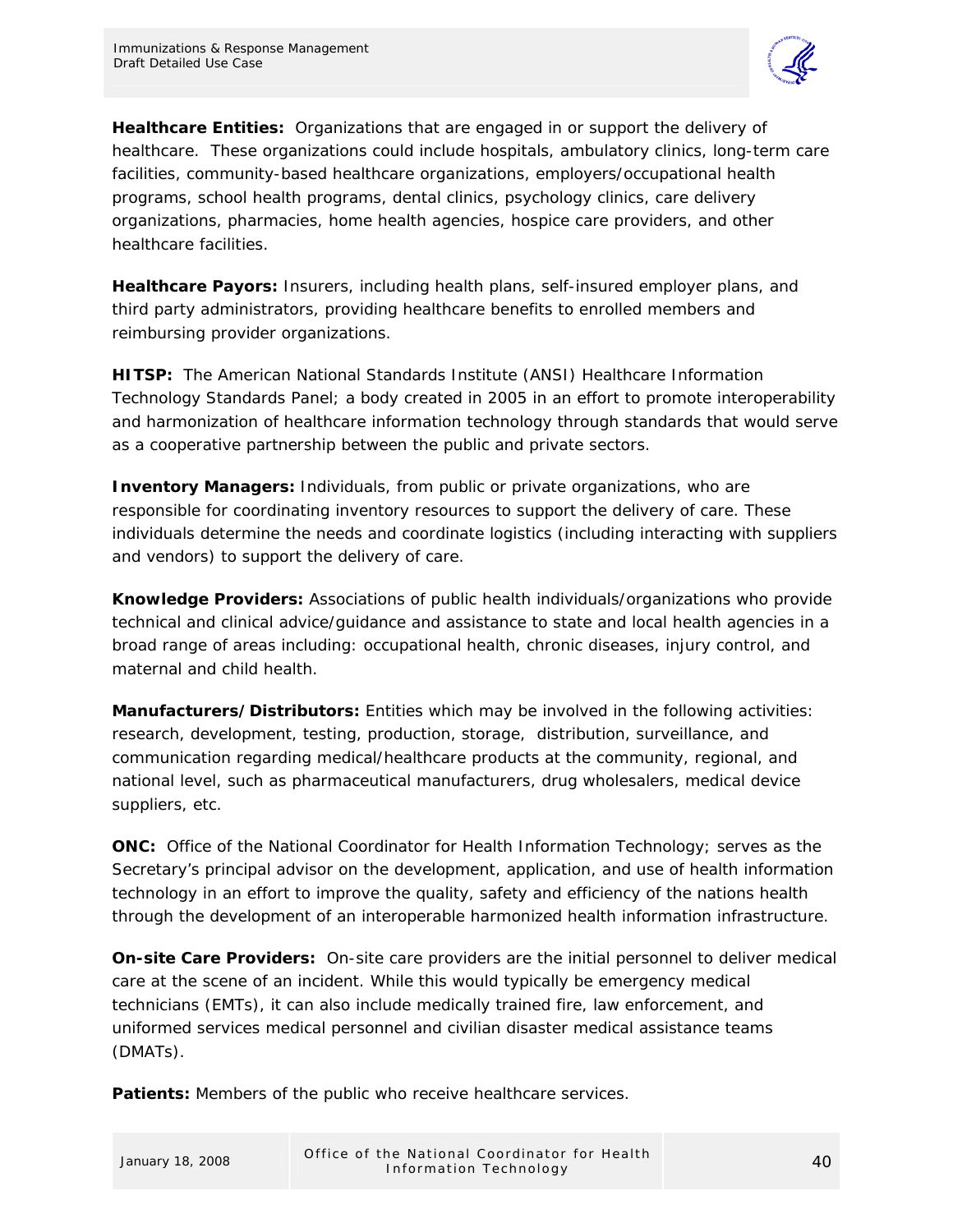**Healthcare Entities:** Organizations that are engaged in or support the delivery of healthcare. These organizations could include hospitals, ambulatory clinics, long-term care facilities, community-based healthcare organizations, employers/occupational health programs, school health programs, dental clinics, psychology clinics, care delivery organizations, pharmacies, home health agencies, hospice care providers, and other healthcare facilities.

**Healthcare Payors:** Insurers, including health plans, self-insured employer plans, and third party administrators, providing healthcare benefits to enrolled members and reimbursing provider organizations.

**HITSP:** The American National Standards Institute (ANSI) Healthcare Information Technology Standards Panel; a body created in 2005 in an effort to promote interoperability and harmonization of healthcare information technology through standards that would serve as a cooperative partnership between the public and private sectors.

**Inventory Managers:** Individuals, from public or private organizations, who are responsible for coordinating inventory resources to support the delivery of care. These individuals determine the needs and coordinate logistics (including interacting with suppliers and vendors) to support the delivery of care.

**Knowledge Providers:** Associations of public health individuals/organizations who provide technical and clinical advice/guidance and assistance to state and local health agencies in a broad range of areas including: occupational health, chronic diseases, injury control, and maternal and child health.

**Manufacturers/Distributors:** Entities which may be involved in the following activities: research, development, testing, production, storage, distribution, surveillance, and communication regarding medical/healthcare products at the community, regional, and national level, such as pharmaceutical manufacturers, drug wholesalers, medical device suppliers, etc.

**ONC:** Office of the National Coordinator for Health Information Technology; serves as the Secretary's principal advisor on the development, application, and use of health information technology in an effort to improve the quality, safety and efficiency of the nations health through the development of an interoperable harmonized health information infrastructure.

**On-site Care Providers:** On-site care providers are the initial personnel to deliver medical care at the scene of an incident. While this would typically be emergency medical technicians (EMTs), it can also include medically trained fire, law enforcement, and uniformed services medical personnel and civilian disaster medical assistance teams (DMATs).

**Patients:** Members of the public who receive healthcare services.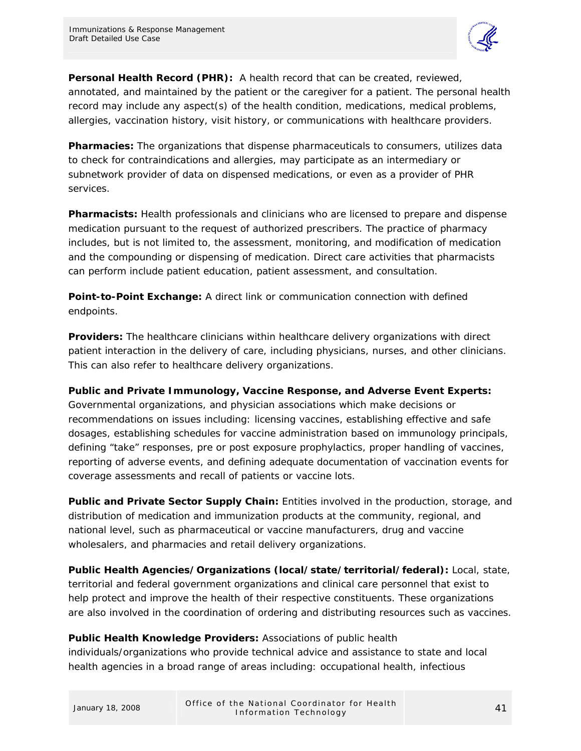**Personal Health Record (PHR):** A health record that can be created, reviewed, annotated, and maintained by the patient or the caregiver for a patient. The personal health record may include any aspect(s) of the health condition, medications, medical problems, allergies, vaccination history, visit history, or communications with healthcare providers.

**Pharmacies:** The organizations that dispense pharmaceuticals to consumers, utilizes data to check for contraindications and allergies, may participate as an intermediary or subnetwork provider of data on dispensed medications, or even as a provider of PHR services.

**Pharmacists:** Health professionals and clinicians who are licensed to prepare and dispense medication pursuant to the request of authorized prescribers. The practice of pharmacy includes, but is not limited to, the assessment, monitoring, and modification of medication and the compounding or dispensing of medication. Direct care activities that pharmacists can perform include patient education, patient assessment, and consultation.

**Point-to-Point Exchange:** A direct link or communication connection with defined endpoints.

**Providers:** The healthcare clinicians within healthcare delivery organizations with direct patient interaction in the delivery of care, including physicians, nurses, and other clinicians. This can also refer to healthcare delivery organizations.

**Public and Private Immunology, Vaccine Response, and Adverse Event Experts:** Governmental organizations, and physician associations which make decisions or recommendations on issues including: licensing vaccines, establishing effective and safe dosages, establishing schedules for vaccine administration based on immunology principals, defining "take" responses, pre or post exposure prophylactics, proper handling of vaccines, reporting of adverse events, and defining adequate documentation of vaccination events for coverage assessments and recall of patients or vaccine lots.

**Public and Private Sector Supply Chain:** Entities involved in the production, storage, and distribution of medication and immunization products at the community, regional, and national level, such as pharmaceutical or vaccine manufacturers, drug and vaccine wholesalers, and pharmacies and retail delivery organizations.

**Public Health Agencies/Organizations (local/state/territorial/federal):** Local, state, territorial and federal government organizations and clinical care personnel that exist to help protect and improve the health of their respective constituents. These organizations are also involved in the coordination of ordering and distributing resources such as vaccines.

**Public Health Knowledge Providers:** Associations of public health individuals/organizations who provide technical advice and assistance to state and local health agencies in a broad range of areas including: occupational health, infectious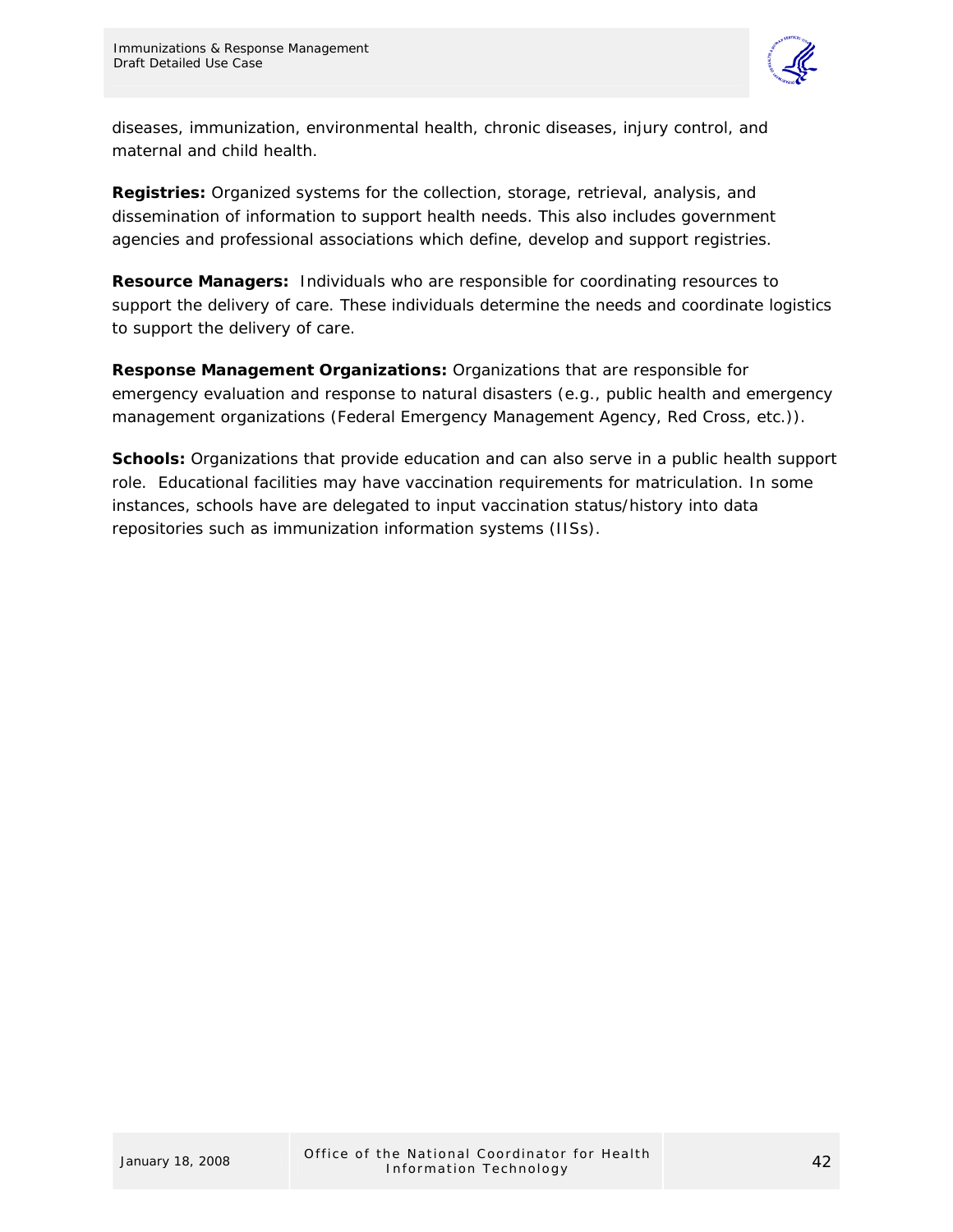diseases, immunization, environmental health, chronic diseases, injury control, and maternal and child health.

**Registries:** Organized systems for the collection, storage, retrieval, analysis, and dissemination of information to support health needs. This also includes government agencies and professional associations which define, develop and support registries.

**Resource Managers:** Individuals who are responsible for coordinating resources to support the delivery of care. These individuals determine the needs and coordinate logistics to support the delivery of care.

**Response Management Organizations:** Organizations that are responsible for emergency evaluation and response to natural disasters (e.g., public health and emergency management organizations (Federal Emergency Management Agency, Red Cross, etc.)).

**Schools:** Organizations that provide education and can also serve in a public health support role. Educational facilities may have vaccination requirements for matriculation. In some instances, schools have are delegated to input vaccination status/history into data repositories such as immunization information systems (IISs).